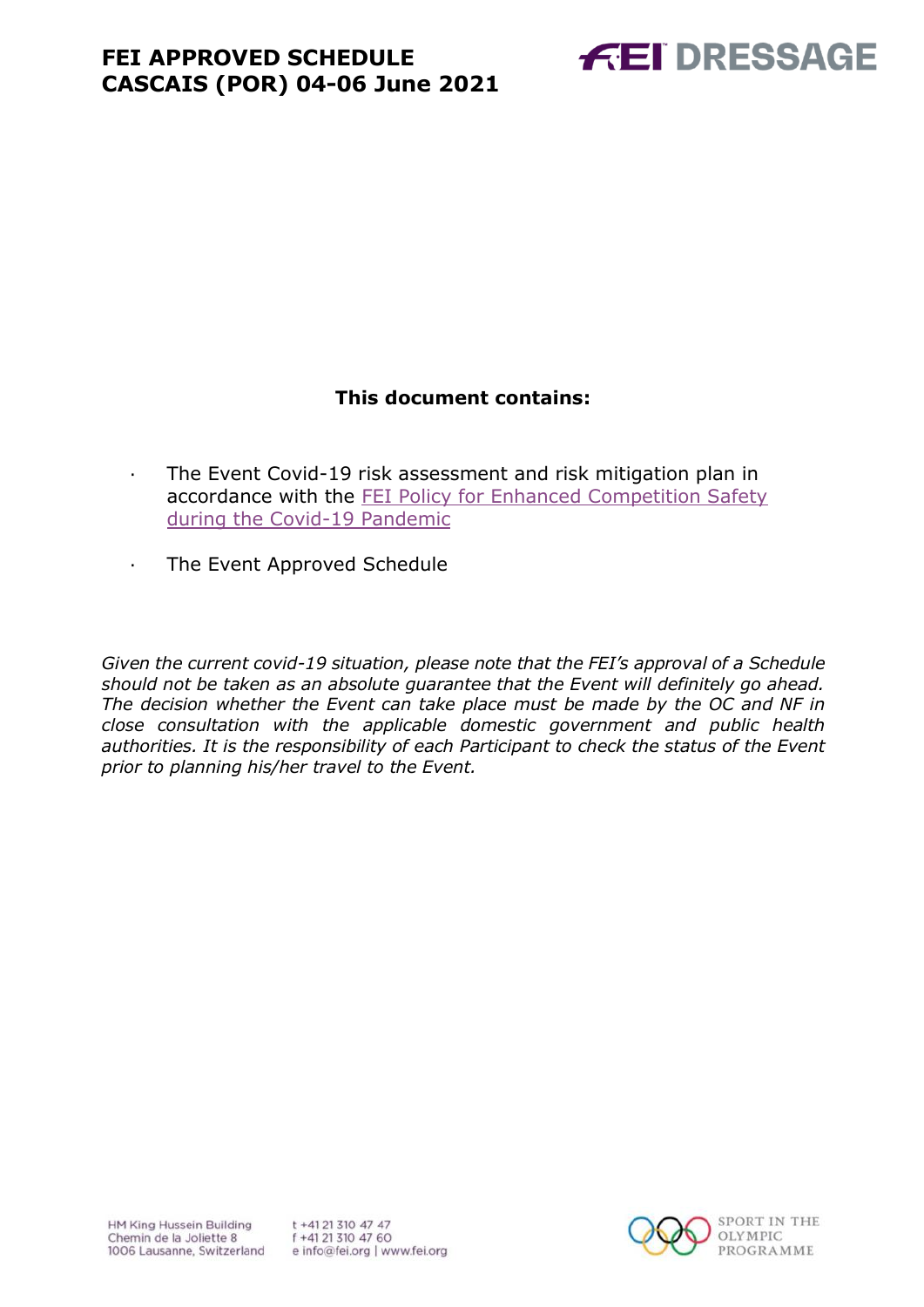# FEI APPROVED SCHEDULE
# CASCAIS (POR) 04-06 June 2021

**This document contains:**

- The Event Covid-19 risk assessment and risk mitigation plan in accordance with the FEI Policy for Enhanced Competition Safety during the Covid-19 Pandemic
- The Event Approved Schedule

*Given the current covid-19 situation, please note that the FEI's approval of a Schedule should not be taken as an absolute guarantee that the Event will definitely go ahead. The decision whether the Event can take place must be made by the OC and NF in close consultation with the applicable domestic government and public health authorities. It is the responsibility of each Participant to check the status of the Event prior to planning his/her travel to the Event.*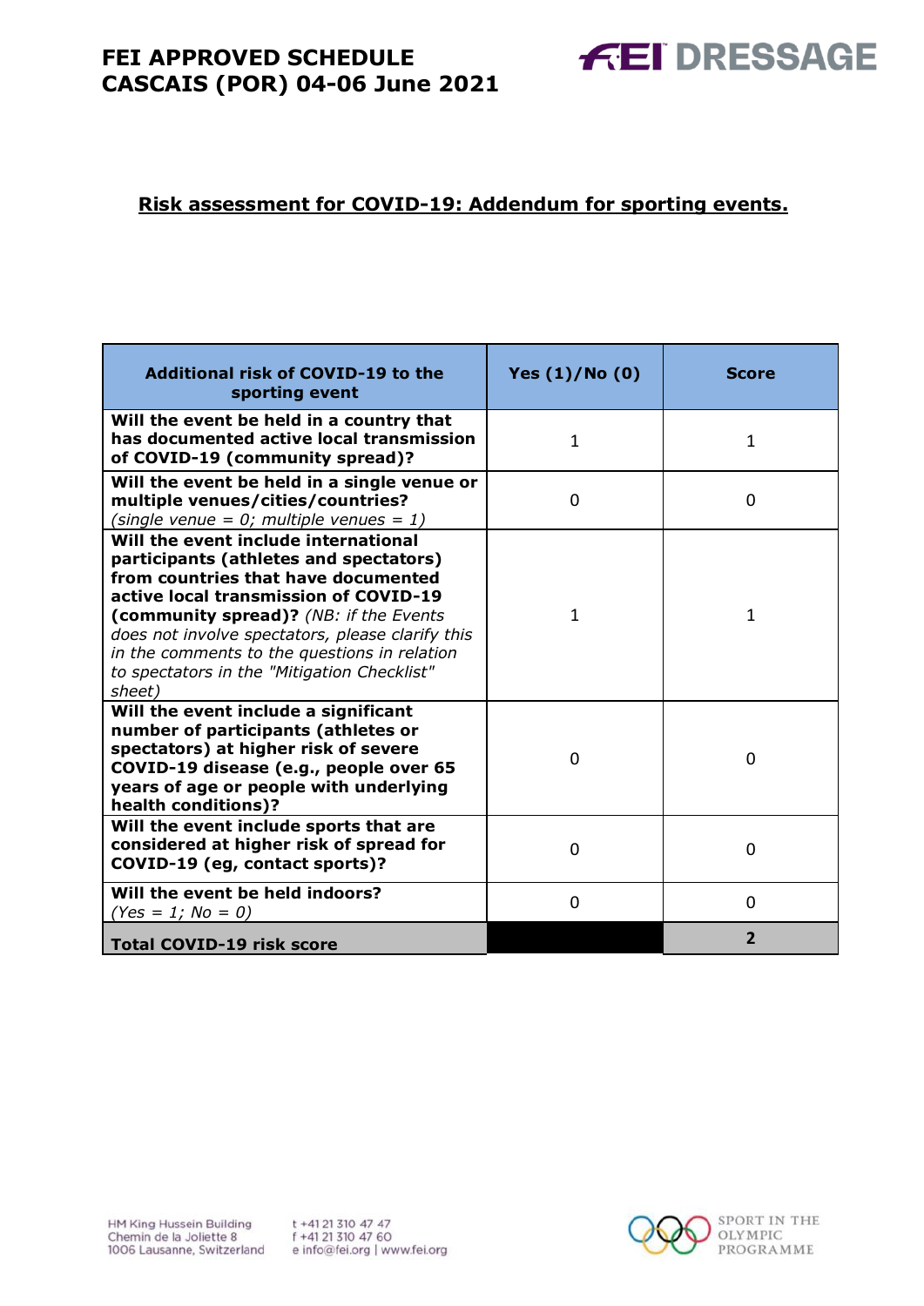**Risk assessment for COVID-19: Addendum for sporting events.**

| Additional risk of COVID-19 to the sporting event | Yes (1)/No (0) | Score |
|---|---|---|
| **Will the event be held in a country that has documented active local transmission of COVID-19 (community spread)?** | 1 | 1 |
| **Will the event be held in a single venue or multiple venues/cities/countries?** *(single venue = 0; multiple venues = 1)* | 0 | 0 |
| **Will the event include international participants (athletes and spectators) from countries that have documented active local transmission of COVID-19 (community spread)?** *(NB: if the Events does not involve spectators, please clarify this in the comments to the questions in relation to spectators in the "Mitigation Checklist" sheet)* | 1 | 1 |
| **Will the event include a significant number of participants (athletes or spectators) at higher risk of severe COVID-19 disease (e.g., people over 65 years of age or people with underlying health conditions)?** | 0 | 0 |
| **Will the event include sports that are considered at higher risk of spread for COVID-19 (eg, contact sports)?** | 0 | 0 |
| **Will the event be held indoors?** *(Yes = 1; No = 0)* | 0 | 0 |
| **Total COVID-19 risk score** | | **2** |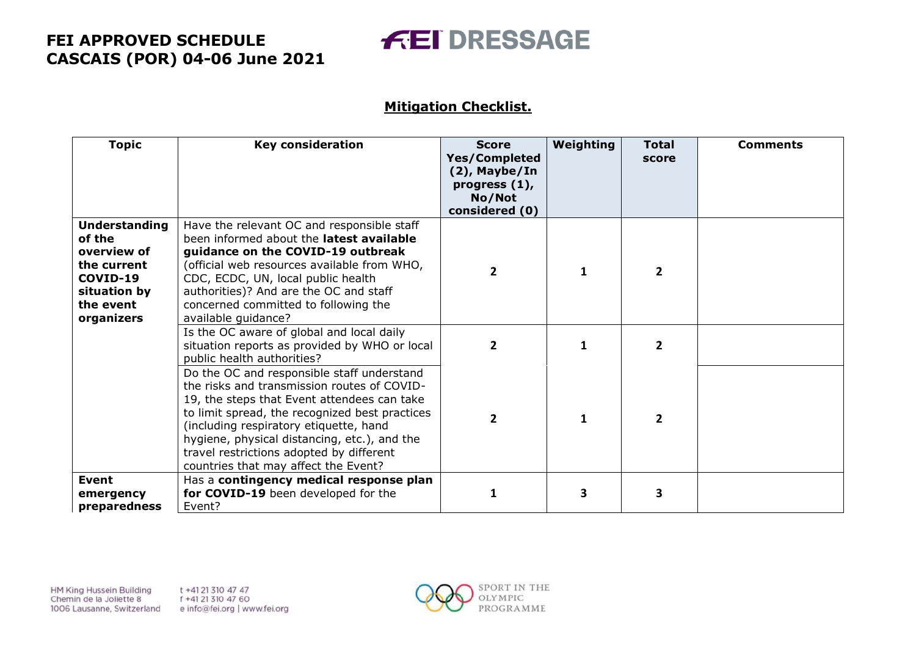## Mitigation Checklist.

| Topic | Key consideration | Score Yes/Completed (2), Maybe/In progress (1), No/Not considered (0) | Weighting | Total score | Comments |
|---|---|---|---|---|---|
| **Understanding of the overview of the current COVID-19 situation by the event organizers** | Have the relevant OC and responsible staff been informed about the **latest available guidance on the COVID-19 outbreak** (official web resources available from WHO, CDC, ECDC, UN, local public health authorities)? And are the OC and staff concerned committed to following the available guidance? | 2 | 1 | 2 | |
| | Is the OC aware of global and local daily situation reports as provided by WHO or local public health authorities? | 2 | 1 | 2 | |
| | Do the OC and responsible staff understand the risks and transmission routes of COVID-19, the steps that Event attendees can take to limit spread, the recognized best practices (including respiratory etiquette, hand hygiene, physical distancing, etc.), and the travel restrictions adopted by different countries that may affect the Event? | 2 | 1 | 2 | |
| **Event emergency preparedness** | Has a **contingency medical response plan for COVID-19** been developed for the Event? | 1 | 3 | 3 | |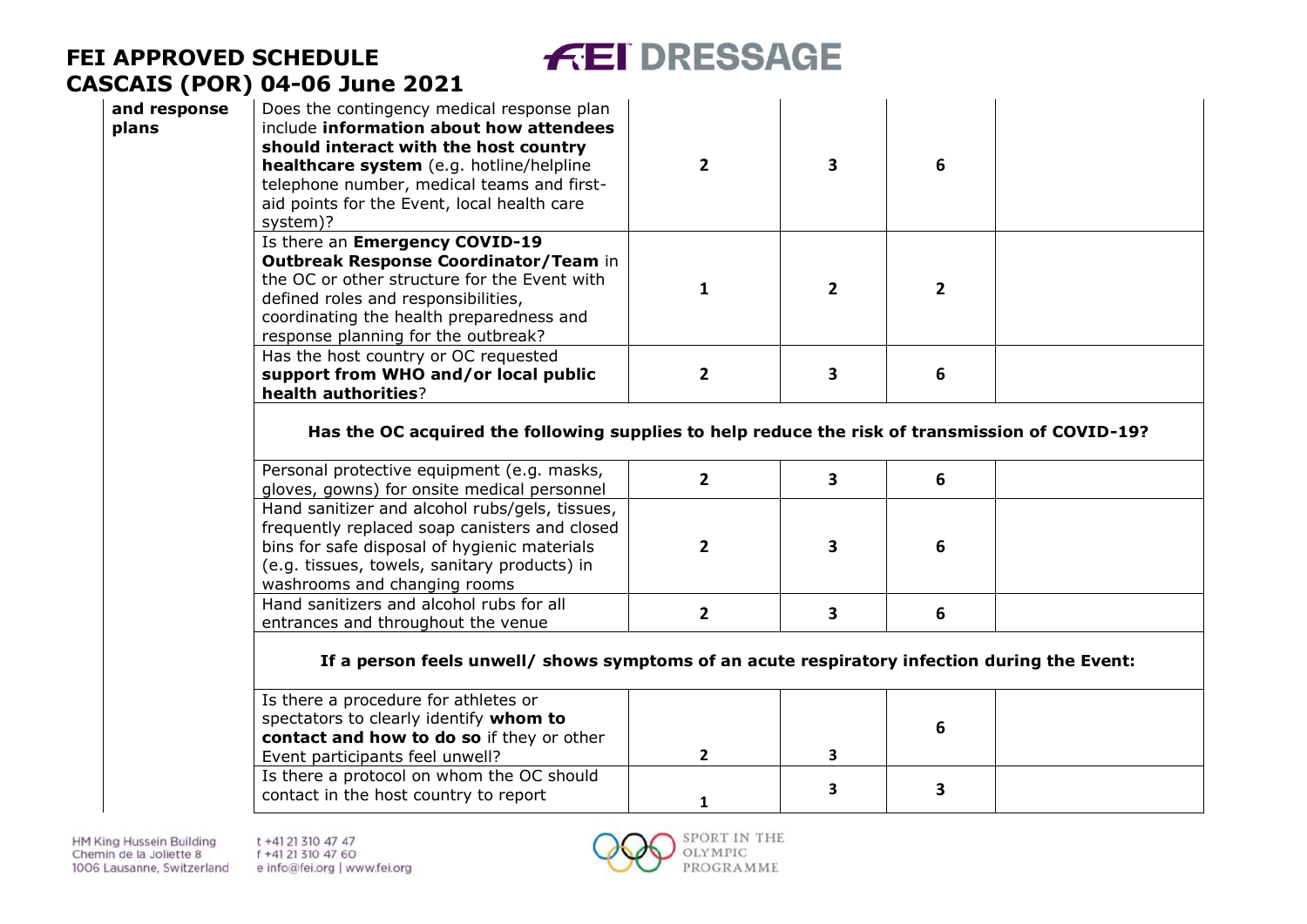| | | | | | |
|---|---|---|---|---|---|
| **and response plans** | Does the contingency medical response plan include **information about how attendees should interact with the host country healthcare system** (e.g. hotline/helpline telephone number, medical teams and first-aid points for the Event, local health care system)? | 2 | 3 | 6 | |
| | Is there an **Emergency COVID-19 Outbreak Response Coordinator/Team** in the OC or other structure for the Event with defined roles and responsibilities, coordinating the health preparedness and response planning for the outbreak? | 1 | 2 | 2 | |
| | Has the host country or OC requested **support from WHO and/or local public health authorities**? | 2 | 3 | 6 | |
| | **Has the OC acquired the following supplies to help reduce the risk of transmission of COVID-19?** | | | | |
| | Personal protective equipment (e.g. masks, gloves, gowns) for onsite medical personnel | 2 | 3 | 6 | |
| | Hand sanitizer and alcohol rubs/gels, tissues, frequently replaced soap canisters and closed bins for safe disposal of hygienic materials (e.g. tissues, towels, sanitary products) in washrooms and changing rooms | 2 | 3 | 6 | |
| | Hand sanitizers and alcohol rubs for all entrances and throughout the venue | 2 | 3 | 6 | |
| | **If a person feels unwell/ shows symptoms of an acute respiratory infection during the Event:** | | | | |
| | Is there a procedure for athletes or spectators to clearly identify **whom to contact and how to do so** if they or other Event participants feel unwell? | 2 | 3 | 6 | |
| | Is there a protocol on whom the OC should contact in the host country to report | 1 | 3 | 3 | |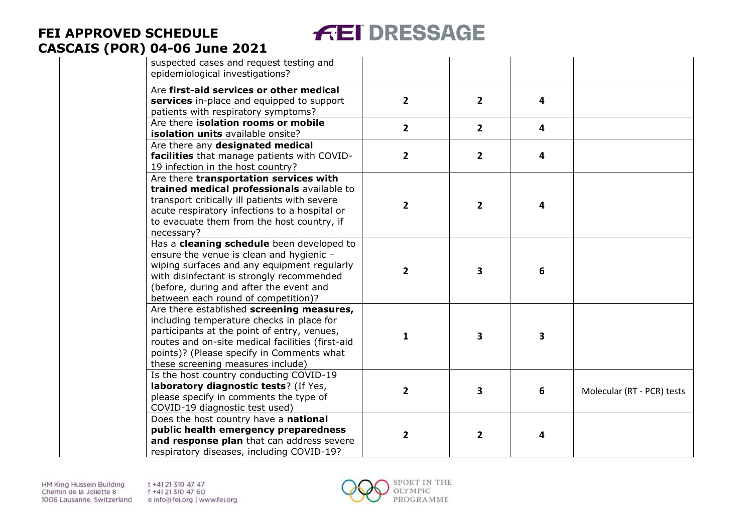| | | | | |
|---|---|---|---|---|
| suspected cases and request testing and epidemiological investigations? | | | | |
| Are **first-aid services or other medical services** in-place and equipped to support patients with respiratory symptoms? | **2** | **2** | **4** | |
| Are there **isolation rooms or mobile isolation units** available onsite? | **2** | **2** | **4** | |
| Are there any **designated medical facilities** that manage patients with COVID-19 infection in the host country? | **2** | **2** | **4** | |
| Are there **transportation services with trained medical professionals** available to transport critically ill patients with severe acute respiratory infections to a hospital or to evacuate them from the host country, if necessary? | **2** | **2** | **4** | |
| Has a **cleaning schedule** been developed to ensure the venue is clean and hygienic – wiping surfaces and any equipment regularly with disinfectant is strongly recommended (before, during and after the event and between each round of competition)? | **2** | **3** | **6** | |
| Are there established **screening measures,** including temperature checks in place for participants at the point of entry, venues, routes and on-site medical facilities (first-aid points)? (Please specify in Comments what these screening measures include) | **1** | **3** | **3** | |
| Is the host country conducting COVID-19 **laboratory diagnostic tests**? (If Yes, please specify in comments the type of COVID-19 diagnostic test used) | **2** | **3** | **6** | Molecular (RT - PCR) tests |
| Does the host country have a **national public health emergency preparedness and response plan** that can address severe respiratory diseases, including COVID-19? | **2** | **2** | **4** | |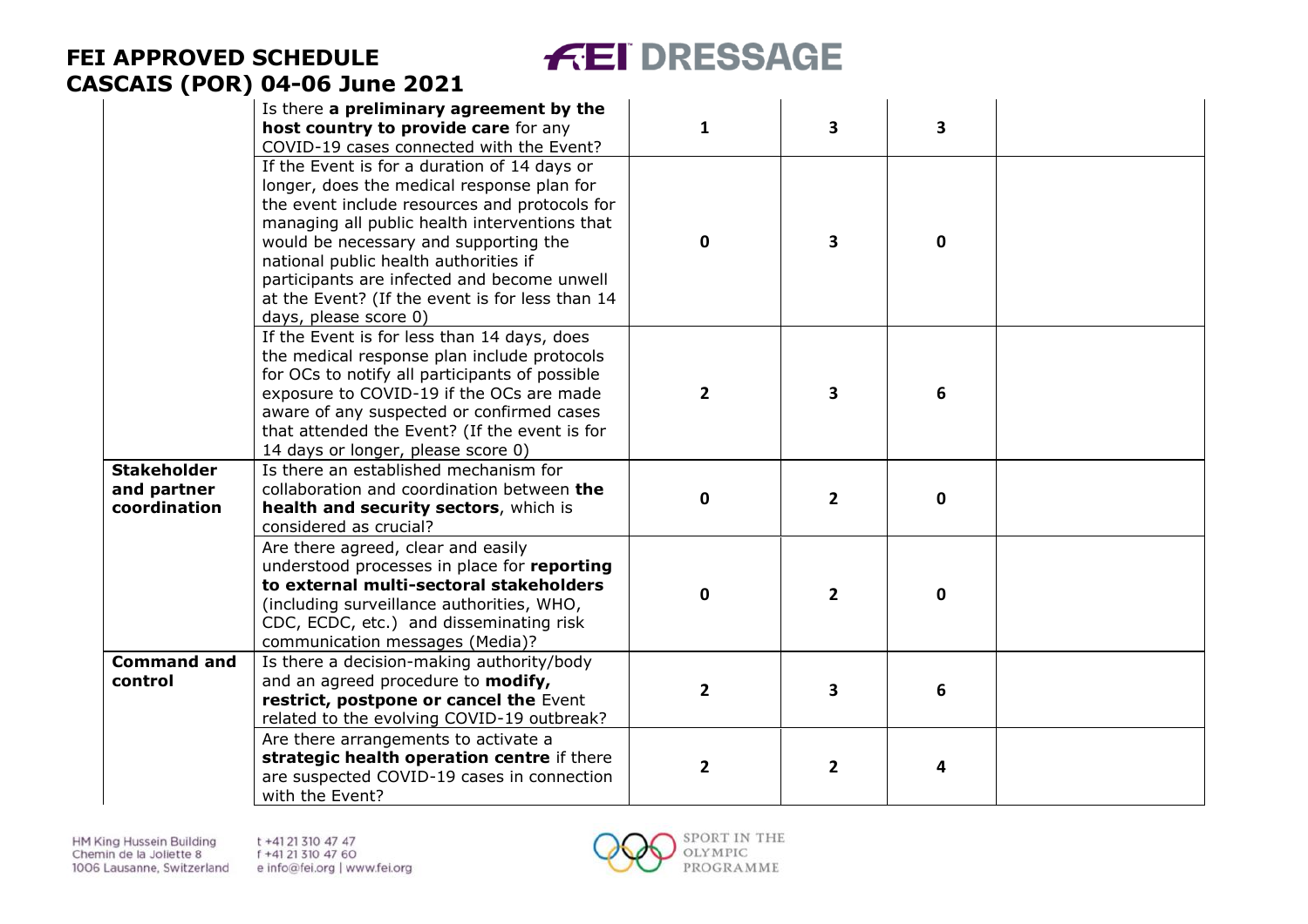| | | | | | |
|---|---|---|---|---|---|
| | Is there **a preliminary agreement by the host country to provide care** for any COVID-19 cases connected with the Event? | 1 | 3 | 3 | |
| | If the Event is for a duration of 14 days or longer, does the medical response plan for the event include resources and protocols for managing all public health interventions that would be necessary and supporting the national public health authorities if participants are infected and become unwell at the Event? (If the event is for less than 14 days, please score 0) | 0 | 3 | 0 | |
| | If the Event is for less than 14 days, does the medical response plan include protocols for OCs to notify all participants of possible exposure to COVID-19 if the OCs are made aware of any suspected or confirmed cases that attended the Event? (If the event is for 14 days or longer, please score 0) | 2 | 3 | 6 | |
| **Stakeholder and partner coordination** | Is there an established mechanism for collaboration and coordination between **the health and security sectors**, which is considered as crucial? | 0 | 2 | 0 | |
| | Are there agreed, clear and easily understood processes in place for **reporting to external multi-sectoral stakeholders** (including surveillance authorities, WHO, CDC, ECDC, etc.) and disseminating risk communication messages (Media)? | 0 | 2 | 0 | |
| **Command and control** | Is there a decision-making authority/body and an agreed procedure to **modify, restrict, postpone or cancel the** Event related to the evolving COVID-19 outbreak? | 2 | 3 | 6 | |
| | Are there arrangements to activate a **strategic health operation centre** if there are suspected COVID-19 cases in connection with the Event? | 2 | 2 | 4 | |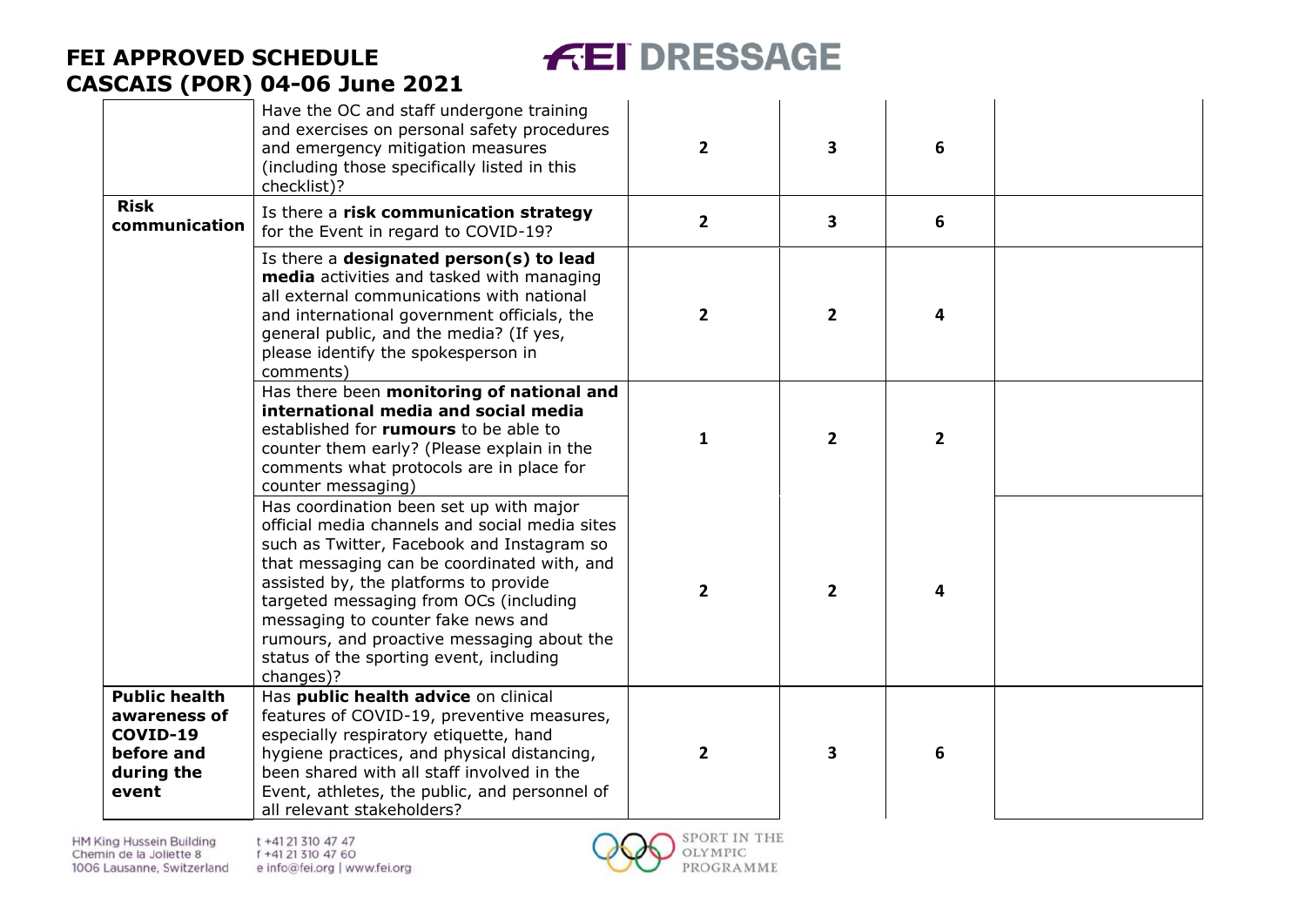| | | | | | |
|---|---|---|---|---|---|
| | Have the OC and staff undergone training and exercises on personal safety procedures and emergency mitigation measures (including those specifically listed in this checklist)? | 2 | 3 | 6 | |
| **Risk communication** | Is there a **risk communication strategy** for the Event in regard to COVID-19? | 2 | 3 | 6 | |
| | Is there a **designated person(s) to lead media** activities and tasked with managing all external communications with national and international government officials, the general public, and the media? (If yes, please identify the spokesperson in comments) | 2 | 2 | 4 | |
| | Has there been **monitoring of national and international media and social media** established for **rumours** to be able to counter them early? (Please explain in the comments what protocols are in place for counter messaging) | 1 | 2 | 2 | |
| | Has coordination been set up with major official media channels and social media sites such as Twitter, Facebook and Instagram so that messaging can be coordinated with, and assisted by, the platforms to provide targeted messaging from OCs (including messaging to counter fake news and rumours, and proactive messaging about the status of the sporting event, including changes)? | 2 | 2 | 4 | |
| **Public health awareness of COVID-19 before and during the event** | Has **public health advice** on clinical features of COVID-19, preventive measures, especially respiratory etiquette, hand hygiene practices, and physical distancing, been shared with all staff involved in the Event, athletes, the public, and personnel of all relevant stakeholders? | 2 | 3 | 6 | |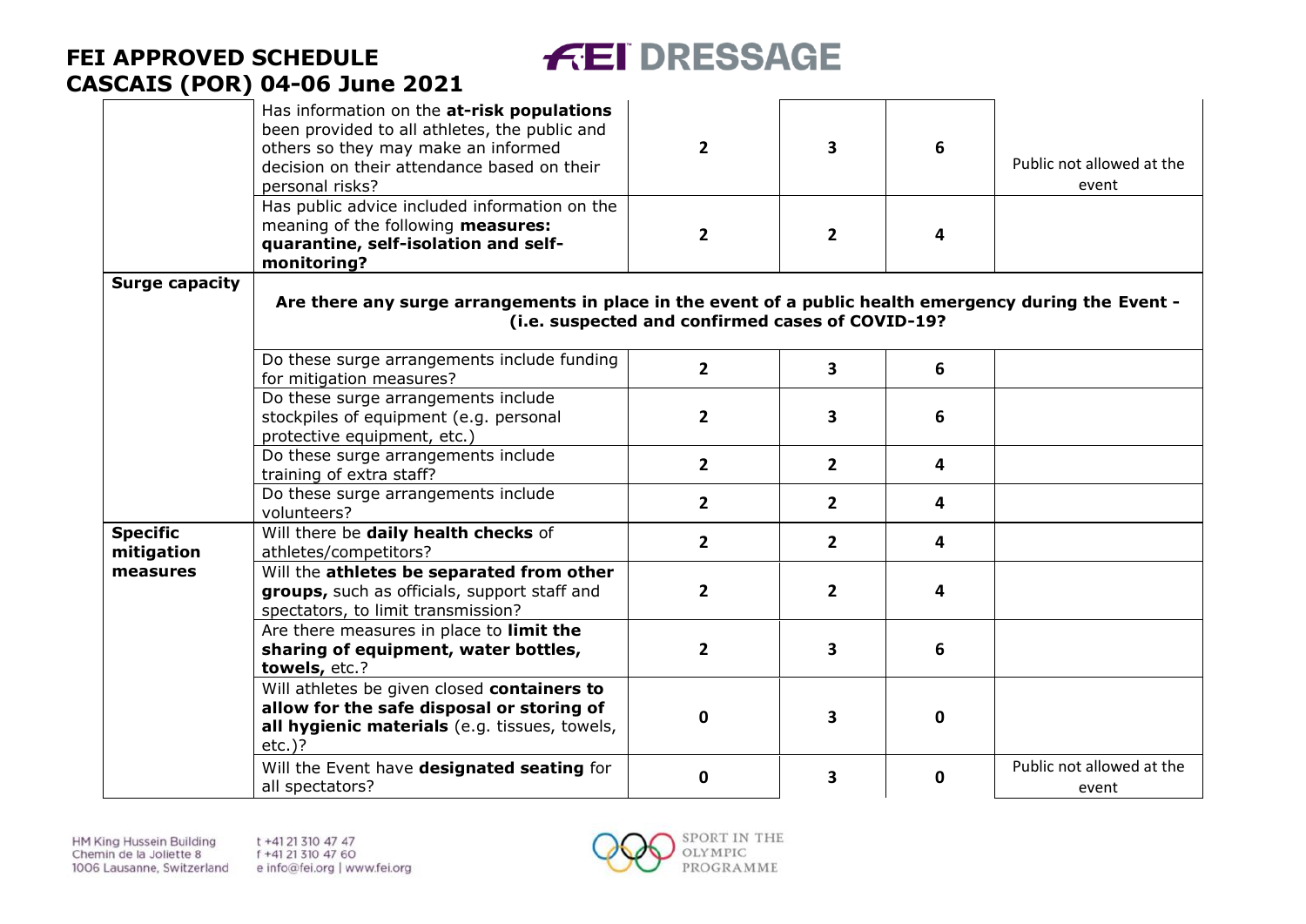| | | | | | |
|---|---|---|---|---|---|
| | Has information on the **at-risk populations** been provided to all athletes, the public and others so they may make an informed decision on their attendance based on their personal risks? | **2** | **3** | **6** | Public not allowed at the event |
| | Has public advice included information on the meaning of the following **measures: quarantine, self-isolation and self-monitoring?** | **2** | **2** | **4** | |
| **Surge capacity** | **Are there any surge arrangements in place in the event of a public health emergency during the Event - (i.e. suspected and confirmed cases of COVID-19?** | | | | |
| | Do these surge arrangements include funding for mitigation measures? | **2** | **3** | **6** | |
| | Do these surge arrangements include stockpiles of equipment (e.g. personal protective equipment, etc.) | **2** | **3** | **6** | |
| | Do these surge arrangements include training of extra staff? | **2** | **2** | **4** | |
| | Do these surge arrangements include volunteers? | **2** | **2** | **4** | |
| **Specific mitigation measures** | Will there be **daily health checks** of athletes/competitors? | **2** | **2** | **4** | |
| | Will the **athletes be separated from other groups,** such as officials, support staff and spectators, to limit transmission? | **2** | **2** | **4** | |
| | Are there measures in place to **limit the sharing of equipment, water bottles, towels,** etc.? | **2** | **3** | **6** | |
| | Will athletes be given closed **containers to allow for the safe disposal or storing of all hygienic materials** (e.g. tissues, towels, etc.)? | **0** | **3** | **0** | |
| | Will the Event have **designated seating** for all spectators? | **0** | **3** | **0** | Public not allowed at the event |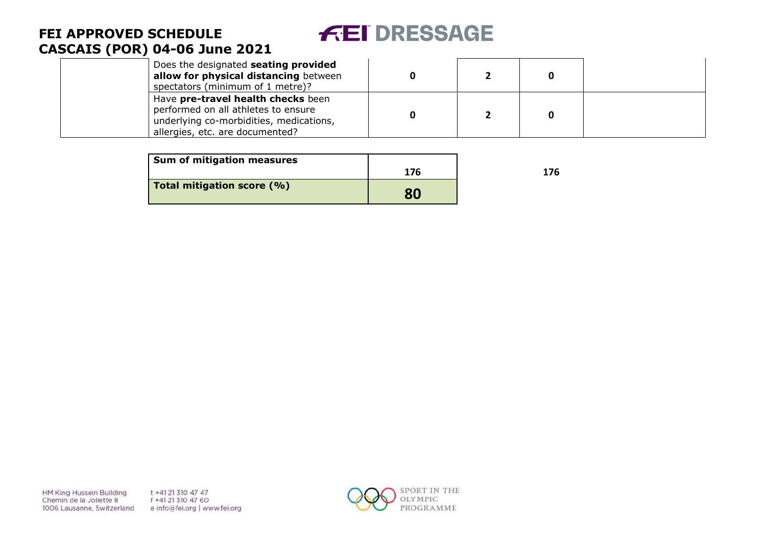| | | | | | |
|---|---|---|---|---|---|
| | Does the designated **seating provided allow for physical distancing** between spectators (minimum of 1 metre)? | 0 | 2 | 0 | |
| | Have **pre-travel health checks** been performed on all athletes to ensure underlying co-morbidities, medications, allergies, etc. are documented? | 0 | 2 | 0 | |

| | | | |
|---|---|---|---|
| **Sum of mitigation measures** | **176** | | **176** |
| **Total mitigation score (%)** | **80** | | |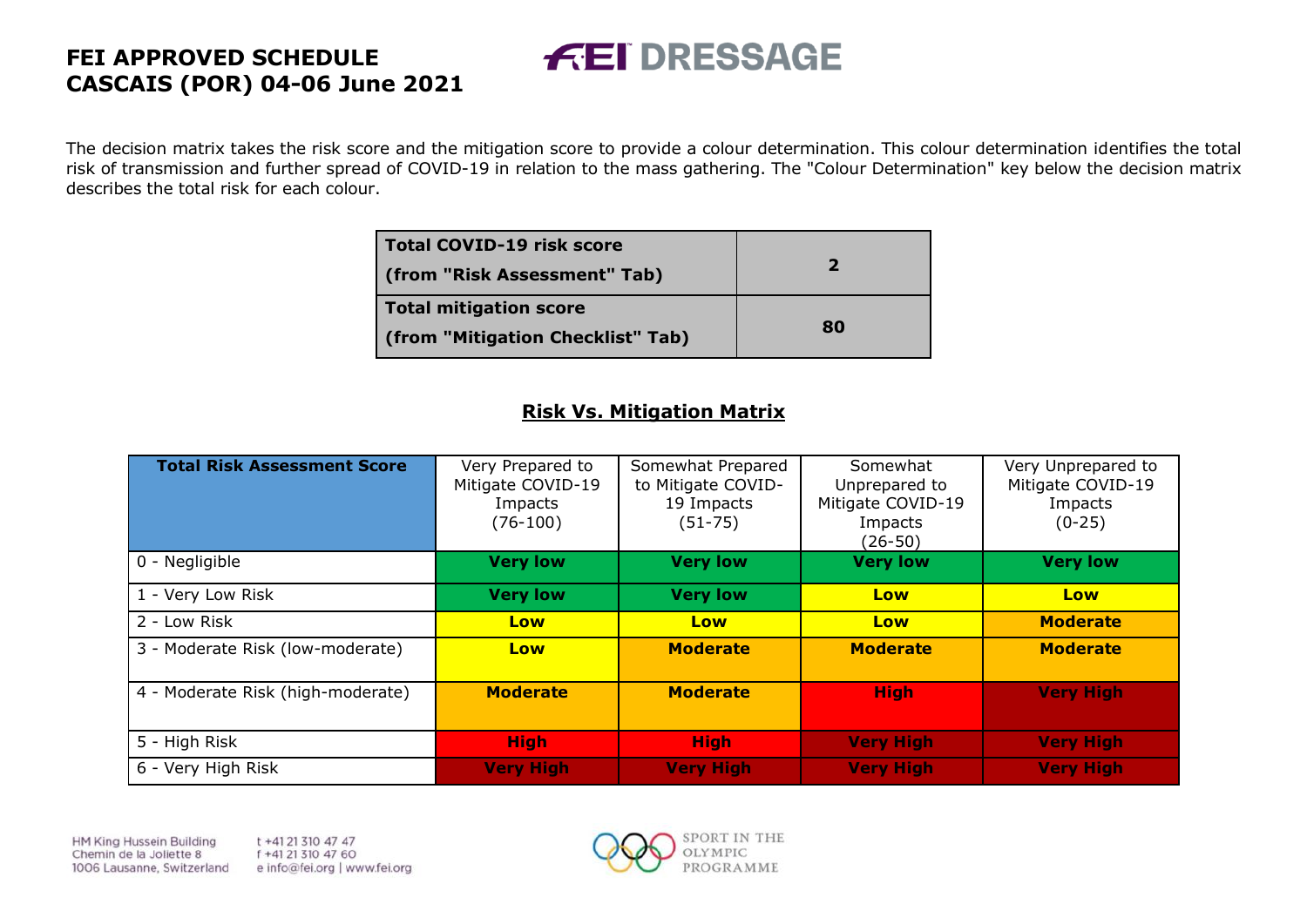**FEI APPROVED SCHEDULE**
**CASCAIS (POR) 04-06 June 2021**

FEI DRESSAGE

The decision matrix takes the risk score and the mitigation score to provide a colour determination. This colour determination identifies the total risk of transmission and further spread of COVID-19 in relation to the mass gathering. The "Colour Determination" key below the decision matrix describes the total risk for each colour.

| | |
|---|---|
| **Total COVID-19 risk score (from "Risk Assessment" Tab)** | **2** |
| **Total mitigation score (from "Mitigation Checklist" Tab)** | **80** |

## Risk Vs. Mitigation Matrix

| **Total Risk Assessment Score** | Very Prepared to Mitigate COVID-19 Impacts (76-100) | Somewhat Prepared to Mitigate COVID-19 Impacts (51-75) | Somewhat Unprepared to Mitigate COVID-19 Impacts (26-50) | Very Unprepared to Mitigate COVID-19 Impacts (0-25) |
|---|---|---|---|---|
| 0 - Negligible | **Very low** | **Very low** | **Very low** | **Very low** |
| 1 - Very Low Risk | **Very low** | **Very low** | **Low** | **Low** |
| 2 - Low Risk | **Low** | **Low** | **Low** | **Moderate** |
| 3 - Moderate Risk (low-moderate) | **Low** | **Moderate** | **Moderate** | **Moderate** |
| 4 - Moderate Risk (high-moderate) | **Moderate** | **Moderate** | **High** | **Very High** |
| 5 - High Risk | **High** | **High** | **Very High** | **Very High** |
| 6 - Very High Risk | **Very High** | **Very High** | **Very High** | **Very High** |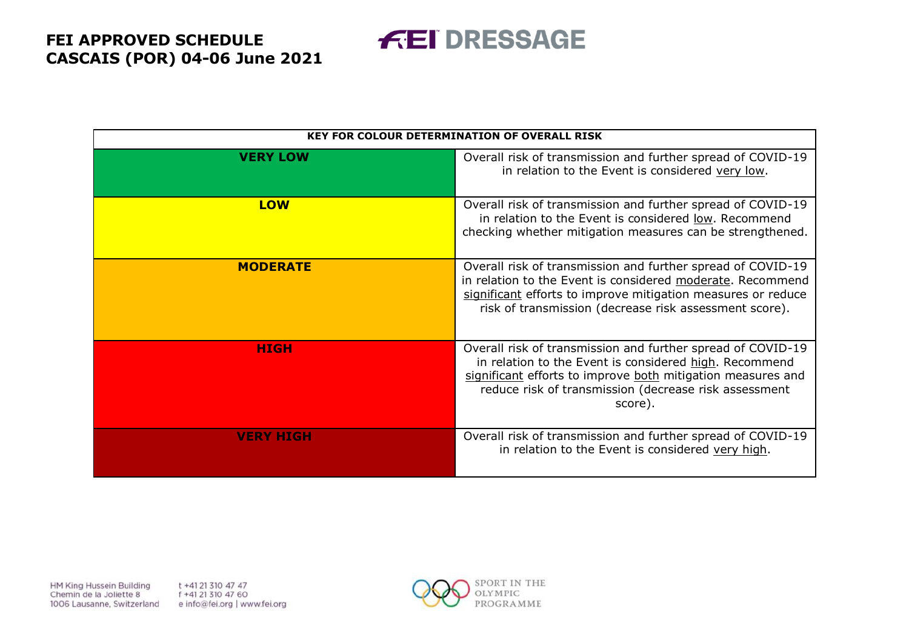| KEY FOR COLOUR DETERMINATION OF OVERALL RISK | |
|---|---|
| **VERY LOW** | Overall risk of transmission and further spread of COVID-19 in relation to the Event is considered very low. |
| **LOW** | Overall risk of transmission and further spread of COVID-19 in relation to the Event is considered low. Recommend checking whether mitigation measures can be strengthened. |
| **MODERATE** | Overall risk of transmission and further spread of COVID-19 in relation to the Event is considered moderate. Recommend significant efforts to improve mitigation measures or reduce risk of transmission (decrease risk assessment score). |
| **HIGH** | Overall risk of transmission and further spread of COVID-19 in relation to the Event is considered high. Recommend significant efforts to improve both mitigation measures and reduce risk of transmission (decrease risk assessment score). |
| **VERY HIGH** | Overall risk of transmission and further spread of COVID-19 in relation to the Event is considered very high. |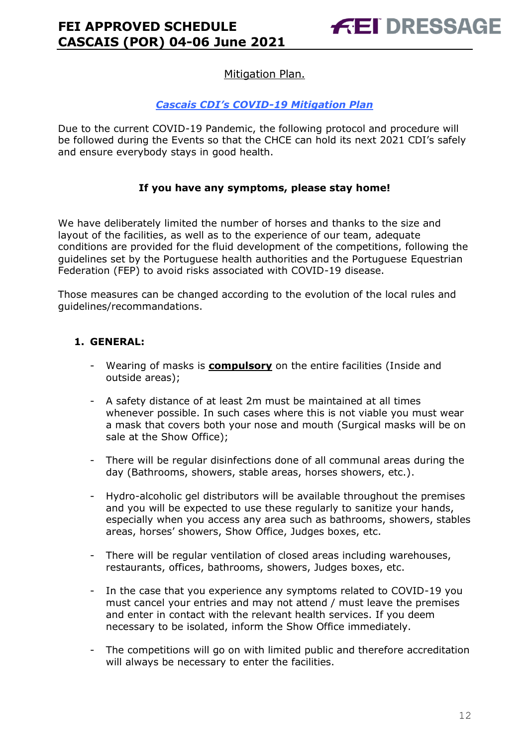Mitigation Plan.

***Cascais CDI's COVID-19 Mitigation Plan***

Due to the current COVID-19 Pandemic, the following protocol and procedure will be followed during the Events so that the CHCE can hold its next 2021 CDI's safely and ensure everybody stays in good health.

**If you have any symptoms, please stay home!**

We have deliberately limited the number of horses and thanks to the size and layout of the facilities, as well as to the experience of our team, adequate conditions are provided for the fluid development of the competitions, following the guidelines set by the Portuguese health authorities and the Portuguese Equestrian Federation (FEP) to avoid risks associated with COVID-19 disease.

Those measures can be changed according to the evolution of the local rules and guidelines/recommandations.

## 1. GENERAL:

- Wearing of masks is **compulsory** on the entire facilities (Inside and outside areas);
- A safety distance of at least 2m must be maintained at all times whenever possible. In such cases where this is not viable you must wear a mask that covers both your nose and mouth (Surgical masks will be on sale at the Show Office);
- There will be regular disinfections done of all communal areas during the day (Bathrooms, showers, stable areas, horses showers, etc.).
- Hydro-alcoholic gel distributors will be available throughout the premises and you will be expected to use these regularly to sanitize your hands, especially when you access any area such as bathrooms, showers, stables areas, horses' showers, Show Office, Judges boxes, etc.
- There will be regular ventilation of closed areas including warehouses, restaurants, offices, bathrooms, showers, Judges boxes, etc.
- In the case that you experience any symptoms related to COVID-19 you must cancel your entries and may not attend / must leave the premises and enter in contact with the relevant health services. If you deem necessary to be isolated, inform the Show Office immediately.
- The competitions will go on with limited public and therefore accreditation will always be necessary to enter the facilities.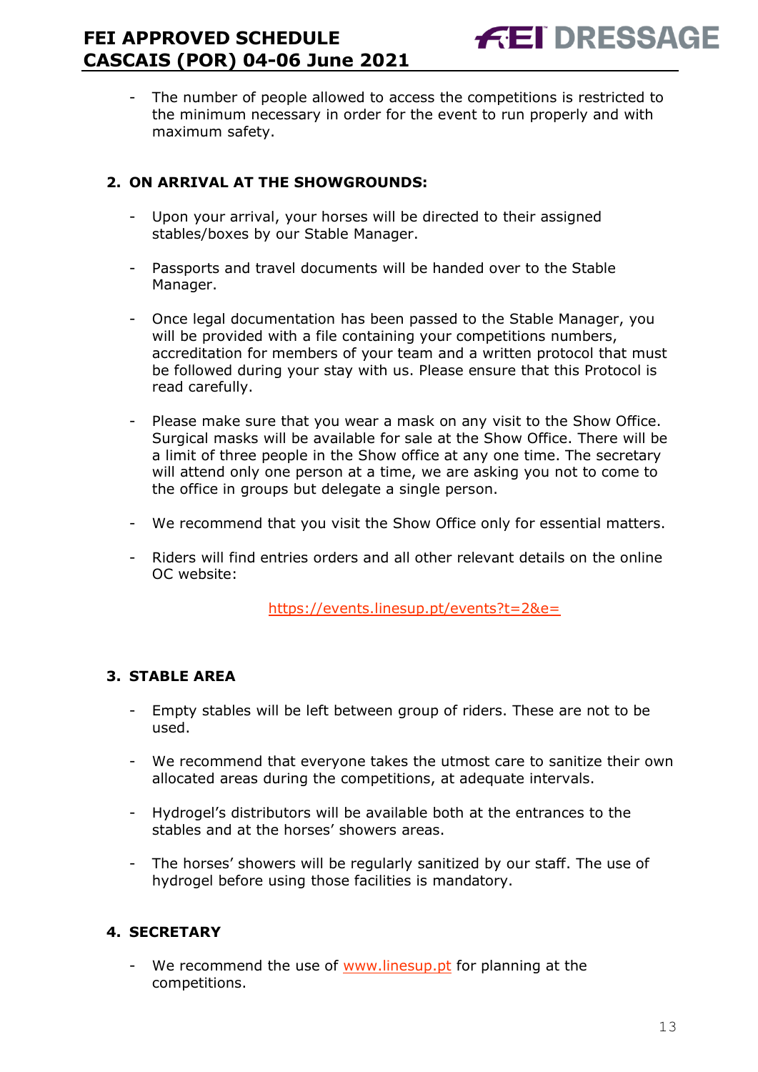- The number of people allowed to access the competitions is restricted to the minimum necessary in order for the event to run properly and with maximum safety.

## 2. ON ARRIVAL AT THE SHOWGROUNDS:

- Upon your arrival, your horses will be directed to their assigned stables/boxes by our Stable Manager.

- Passports and travel documents will be handed over to the Stable Manager.

- Once legal documentation has been passed to the Stable Manager, you will be provided with a file containing your competitions numbers, accreditation for members of your team and a written protocol that must be followed during your stay with us. Please ensure that this Protocol is read carefully.

- Please make sure that you wear a mask on any visit to the Show Office. Surgical masks will be available for sale at the Show Office. There will be a limit of three people in the Show office at any one time. The secretary will attend only one person at a time, we are asking you not to come to the office in groups but delegate a single person.

- We recommend that you visit the Show Office only for essential matters.

- Riders will find entries orders and all other relevant details on the online OC website:

  https://events.linesup.pt/events?t=2&e=

## 3. STABLE AREA

- Empty stables will be left between group of riders. These are not to be used.

- We recommend that everyone takes the utmost care to sanitize their own allocated areas during the competitions, at adequate intervals.

- Hydrogel's distributors will be available both at the entrances to the stables and at the horses' showers areas.

- The horses' showers will be regularly sanitized by our staff. The use of hydrogel before using those facilities is mandatory.

## 4. SECRETARY

- We recommend the use of www.linesup.pt for planning at the competitions.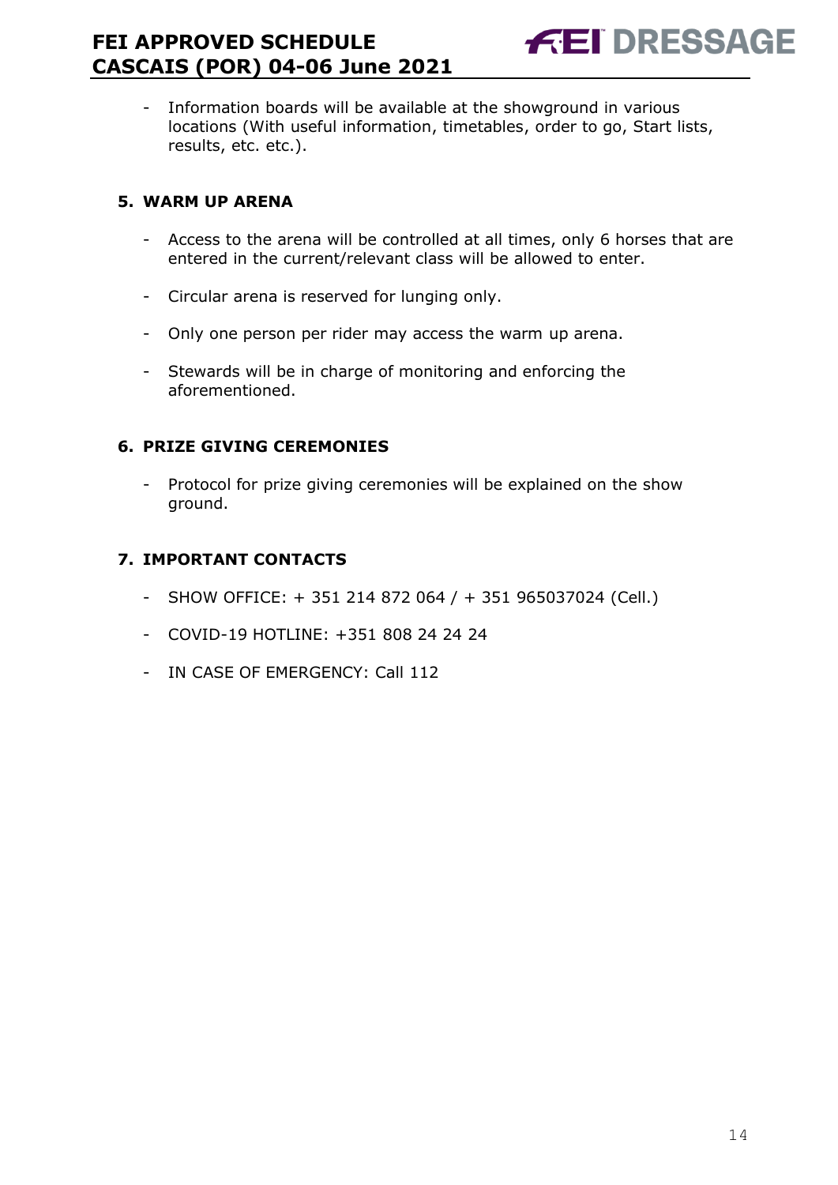- Information boards will be available at the showground in various locations (With useful information, timetables, order to go, Start lists, results, etc. etc.).

## 5. WARM UP ARENA

- Access to the arena will be controlled at all times, only 6 horses that are entered in the current/relevant class will be allowed to enter.
- Circular arena is reserved for lunging only.
- Only one person per rider may access the warm up arena.
- Stewards will be in charge of monitoring and enforcing the aforementioned.

## 6. PRIZE GIVING CEREMONIES

- Protocol for prize giving ceremonies will be explained on the show ground.

## 7. IMPORTANT CONTACTS

- SHOW OFFICE: + 351 214 872 064 / + 351 965037024 (Cell.)
- COVID-19 HOTLINE: +351 808 24 24 24
- IN CASE OF EMERGENCY: Call 112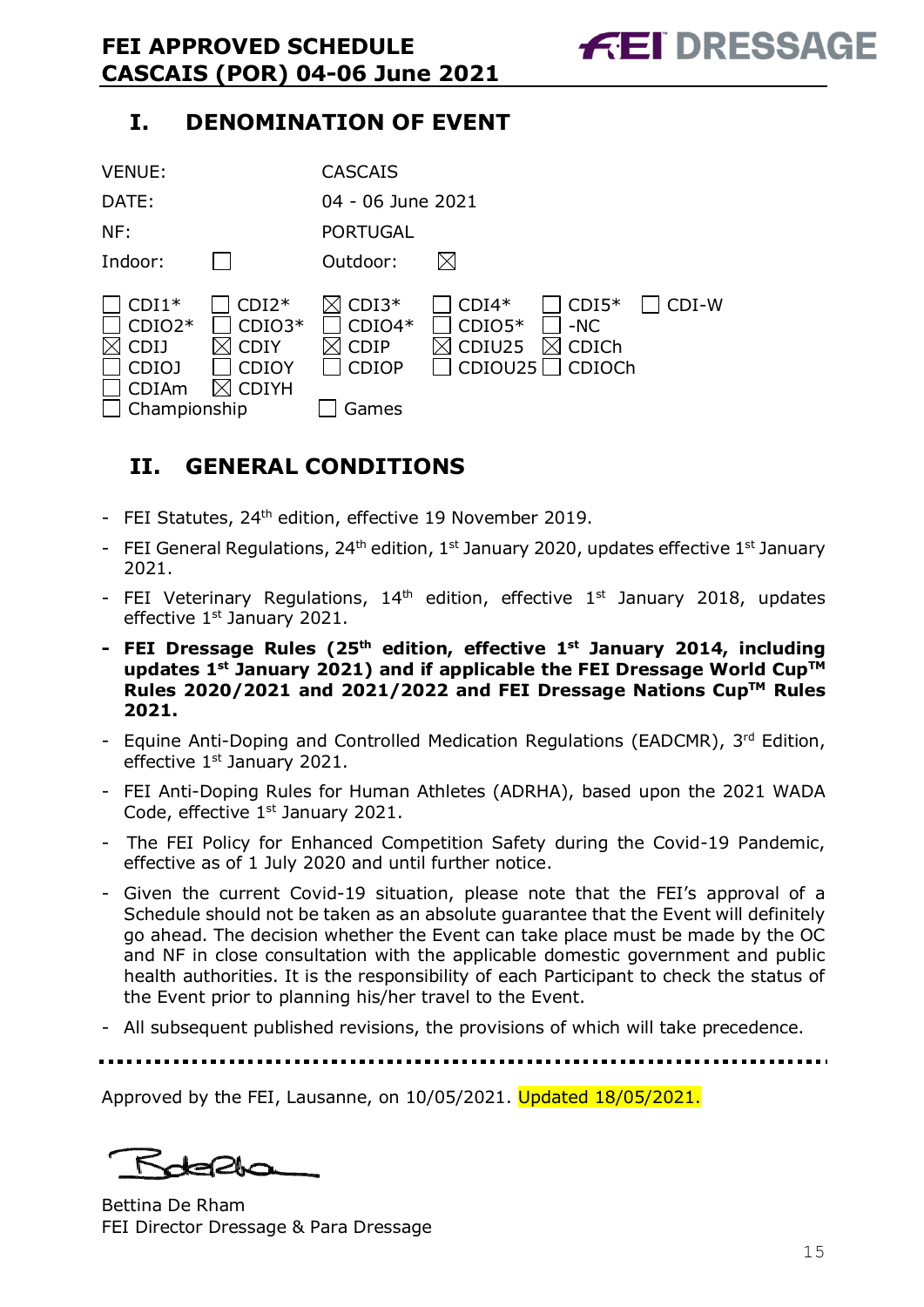## I. DENOMINATION OF EVENT

| | |
|---|---|
| VENUE: | CASCAIS |
| DATE: | 04 - 06 June 2021 |
| NF: | PORTUGAL |
| Indoor: ☐ | Outdoor: ☒ |

| | | | | | |
|---|---|---|---|---|---|
| ☐ CDI1* | ☐ CDI2* | ☒ CDI3* | ☐ CDI4* | ☐ CDI5* | ☐ CDI-W |
| ☐ CDIO2* | ☐ CDIO3* | ☐ CDIO4* | ☐ CDIO5* | ☐ -NC | |
| ☒ CDIJ | ☒ CDIY | ☒ CDIP | ☒ CDIU25 | ☒ CDICh | |
| ☐ CDIOJ | ☐ CDIOY | ☐ CDIOP | ☐ CDIOU25 | ☐ CDIOCh | |
| ☐ CDIAm | ☒ CDIYH | | | | |
| ☐ Championship | | ☐ Games | | | |

## II. GENERAL CONDITIONS

- FEI Statutes, 24th edition, effective 19 November 2019.
- FEI General Regulations, 24th edition, 1st January 2020, updates effective 1st January 2021.
- FEI Veterinary Regulations, 14th edition, effective 1st January 2018, updates effective 1st January 2021.
- **FEI Dressage Rules (25th edition, effective 1st January 2014, including updates 1st January 2021) and if applicable the FEI Dressage World Cup™ Rules 2020/2021 and 2021/2022 and FEI Dressage Nations Cup™ Rules 2021.**
- Equine Anti-Doping and Controlled Medication Regulations (EADCMR), 3rd Edition, effective 1st January 2021.
- FEI Anti-Doping Rules for Human Athletes (ADRHA), based upon the 2021 WADA Code, effective 1st January 2021.
- The FEI Policy for Enhanced Competition Safety during the Covid-19 Pandemic, effective as of 1 July 2020 and until further notice.
- Given the current Covid-19 situation, please note that the FEI's approval of a Schedule should not be taken as an absolute guarantee that the Event will definitely go ahead. The decision whether the Event can take place must be made by the OC and NF in close consultation with the applicable domestic government and public health authorities. It is the responsibility of each Participant to check the status of the Event prior to planning his/her travel to the Event.
- All subsequent published revisions, the provisions of which will take precedence.

---

Approved by the FEI, Lausanne, on 10/05/2021. Updated 18/05/2021.

Bettina De Rham
FEI Director Dressage & Para Dressage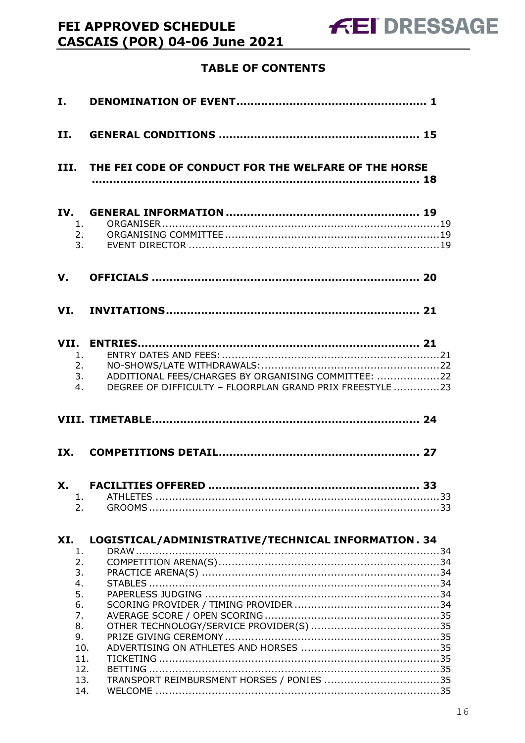## TABLE OF CONTENTS

**I. DENOMINATION OF EVENT .................................................... 1**

**II. GENERAL CONDITIONS ...................................................... 15**

**III. THE FEI CODE OF CONDUCT FOR THE WELFARE OF THE HORSE ........................................................................................ 18**

**IV. GENERAL INFORMATION .................................................... 19**

1. ORGANISER ........................................................................................19
2. ORGANISING COMMITTEE ..................................................................19
3. EVENT DIRECTOR ................................................................................19

**V. OFFICIALS ........................................................................ 20**

**VI. INVITATIONS..................................................................... 21**

**VII. ENTRIES............................................................................ 21**

1. ENTRY DATES AND FEES: ..................................................................21
2. NO-SHOWS/LATE WITHDRAWALS: ......................................................22
3. ADDITIONAL FEES/CHARGES BY ORGANISING COMMITTEE: ...................22
4. DEGREE OF DIFFICULTY – FLOORPLAN GRAND PRIX FREESTYLE .............23

**VIII. TIMETABLE......................................................................... 24**

**IX. COMPETITIONS DETAIL...................................................... 27**

**X. FACILITIES OFFERED ......................................................... 33**

1. ATHLETES ..........................................................................................33
2. GROOMS ............................................................................................33

**XI. LOGISTICAL/ADMINISTRATIVE/TECHNICAL INFORMATION . 34**

1. DRAW ................................................................................................34
2. COMPETITION ARENA(S) ....................................................................34
3. PRACTICE ARENA(S) ..........................................................................34
4. STABLES ............................................................................................34
5. PAPERLESS JUDGING .........................................................................34
6. SCORING PROVIDER / TIMING PROVIDER .............................................34
7. AVERAGE SCORE / OPEN SCORING .......................................................35
8. OTHER TECHNOLOGY/SERVICE PROVIDER(S) .......................................35
9. PRIZE GIVING CEREMONY ...................................................................35
10. ADVERTISING ON ATHLETES AND HORSES ..........................................35
11. TICKETING ........................................................................................35
12. BETTING ............................................................................................35
13. TRANSPORT REIMBURSMENT HORSES / PONIES ..................................35
14. WELCOME ..........................................................................................35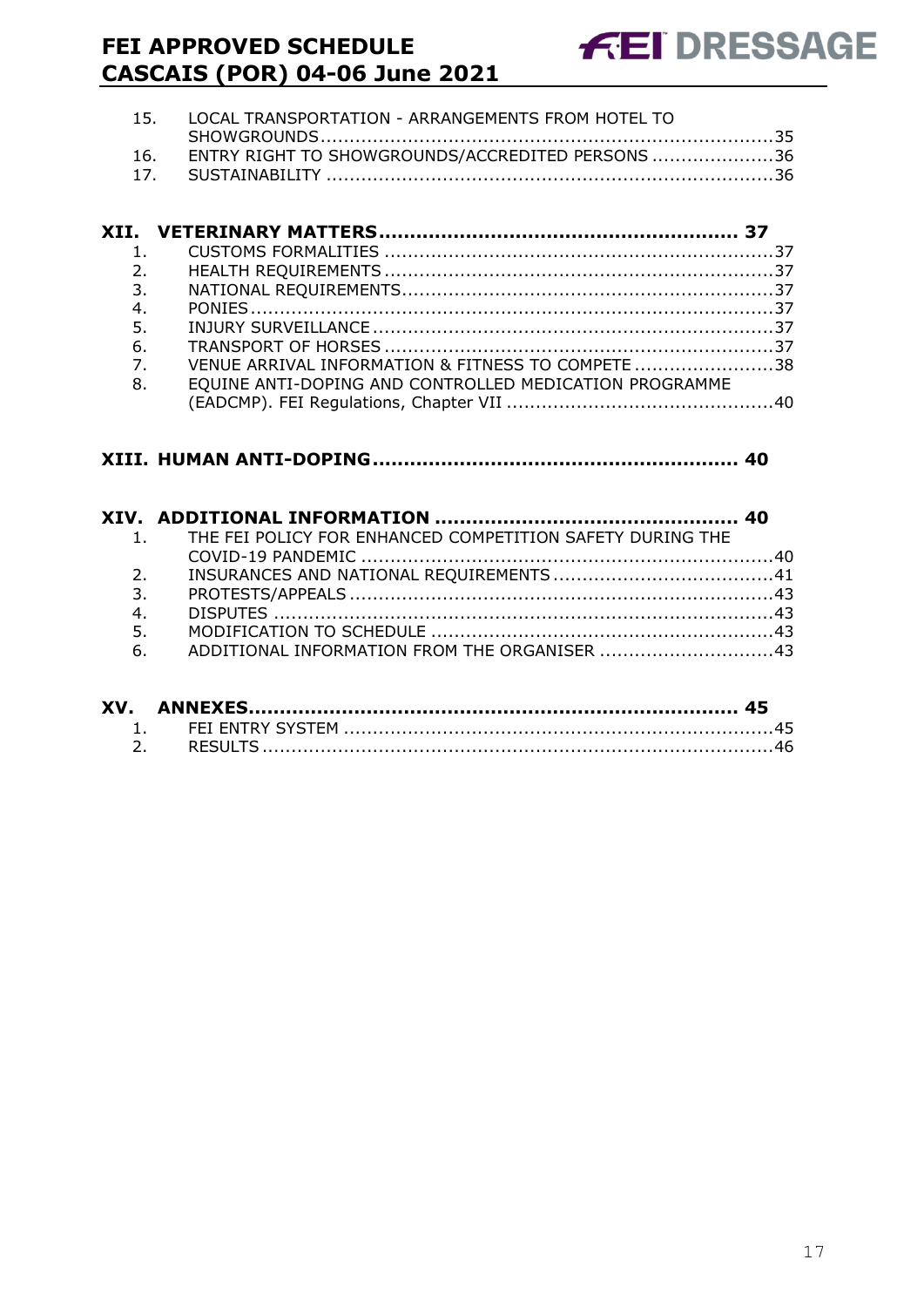15. LOCAL TRANSPORTATION - ARRANGEMENTS FROM HOTEL TO SHOWGROUNDS.............................................................................35
16. ENTRY RIGHT TO SHOWGROUNDS/ACCREDITED PERSONS .....................36
17. SUSTAINABILITY .............................................................................36

**XII. VETERINARY MATTERS........................................................ 37**

1. CUSTOMS FORMALITIES ...................................................................37
2. HEALTH REQUIREMENTS ...................................................................37
3. NATIONAL REQUIREMENTS................................................................37
4. PONIES...........................................................................................37
5. INJURY SURVEILLANCE .....................................................................37
6. TRANSPORT OF HORSES ...................................................................37
7. VENUE ARRIVAL INFORMATION & FITNESS TO COMPETE ........................38
8. EQUINE ANTI-DOPING AND CONTROLLED MEDICATION PROGRAMME (EADCMP). FEI Regulations, Chapter VII ..............................................40

**XIII. HUMAN ANTI-DOPING.......................................................... 40**

**XIV. ADDITIONAL INFORMATION ................................................ 40**

1. THE FEI POLICY FOR ENHANCED COMPETITION SAFETY DURING THE COVID-19 PANDEMIC .......................................................................40
2. INSURANCES AND NATIONAL REQUIREMENTS......................................41
3. PROTESTS/APPEALS .........................................................................43
4. DISPUTES .......................................................................................43
5. MODIFICATION TO SCHEDULE ...........................................................43
6. ADDITIONAL INFORMATION FROM THE ORGANISER ..............................43

**XV. ANNEXES............................................................................. 45**

1. FEI ENTRY SYSTEM ..........................................................................45
2. RESULTS ........................................................................................46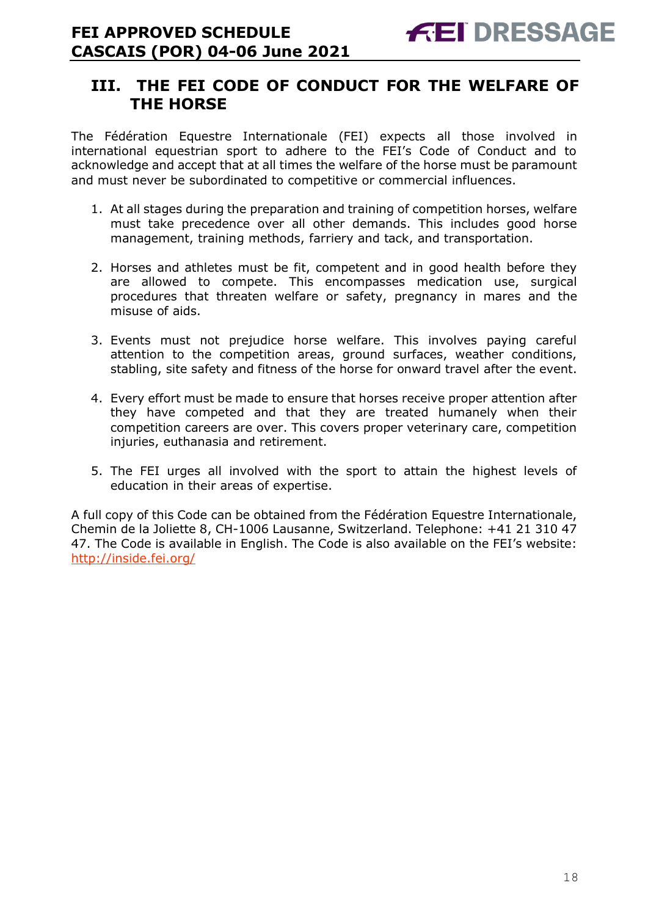## III. THE FEI CODE OF CONDUCT FOR THE WELFARE OF THE HORSE

The Fédération Equestre Internationale (FEI) expects all those involved in international equestrian sport to adhere to the FEI's Code of Conduct and to acknowledge and accept that at all times the welfare of the horse must be paramount and must never be subordinated to competitive or commercial influences.

1. At all stages during the preparation and training of competition horses, welfare must take precedence over all other demands. This includes good horse management, training methods, farriery and tack, and transportation.

2. Horses and athletes must be fit, competent and in good health before they are allowed to compete. This encompasses medication use, surgical procedures that threaten welfare or safety, pregnancy in mares and the misuse of aids.

3. Events must not prejudice horse welfare. This involves paying careful attention to the competition areas, ground surfaces, weather conditions, stabling, site safety and fitness of the horse for onward travel after the event.

4. Every effort must be made to ensure that horses receive proper attention after they have competed and that they are treated humanely when their competition careers are over. This covers proper veterinary care, competition injuries, euthanasia and retirement.

5. The FEI urges all involved with the sport to attain the highest levels of education in their areas of expertise.

A full copy of this Code can be obtained from the Fédération Equestre Internationale, Chemin de la Joliette 8, CH-1006 Lausanne, Switzerland. Telephone: +41 21 310 47 47. The Code is available in English. The Code is also available on the FEI's website: [http://inside.fei.org/](http://inside.fei.org/)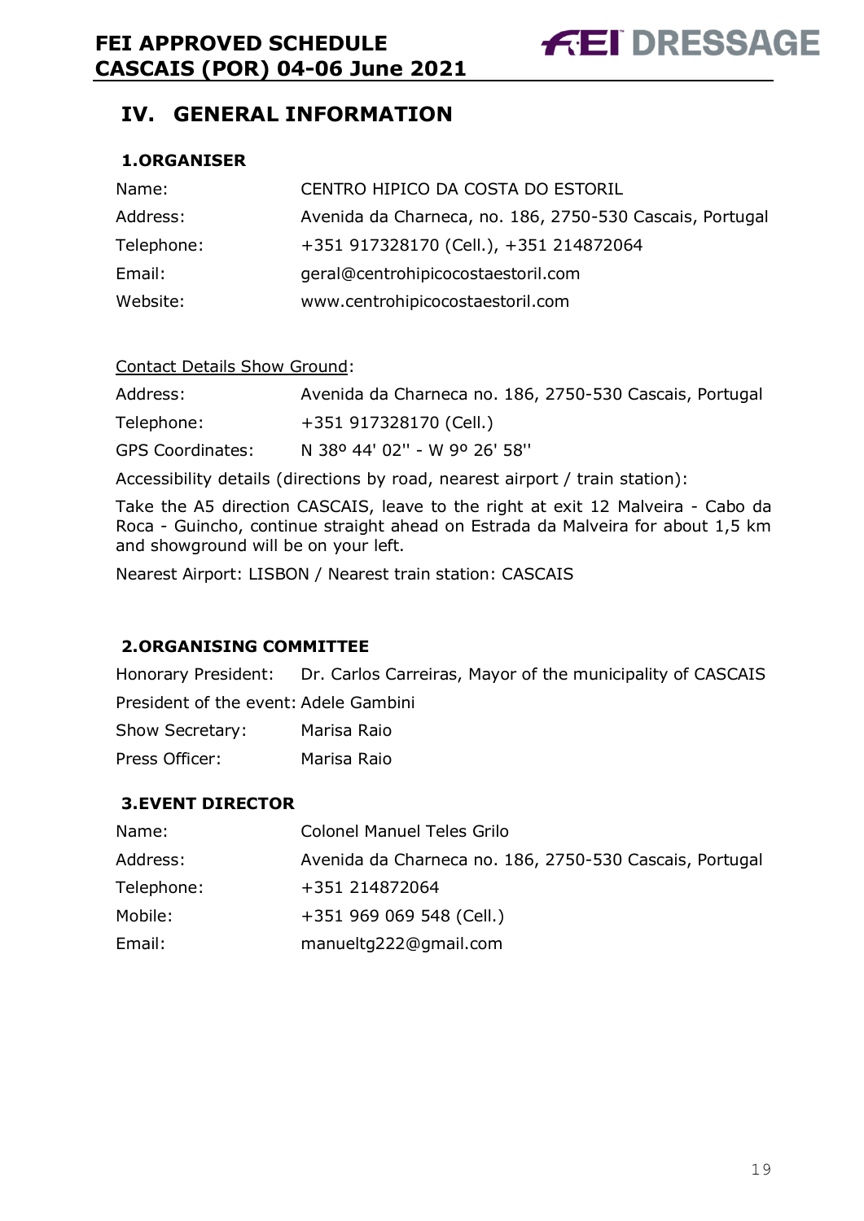## IV. GENERAL INFORMATION

### 1. ORGANISER

| | |
|---|---|
| Name: | CENTRO HIPICO DA COSTA DO ESTORIL |
| Address: | Avenida da Charneca, no. 186, 2750-530 Cascais, Portugal |
| Telephone: | +351 917328170 (Cell.), +351 214872064 |
| Email: | geral@centrohipicocostaestoril.com |
| Website: | www.centrohipicocostaestoril.com |

Contact Details Show Ground:

| | |
|---|---|
| Address: | Avenida da Charneca no. 186, 2750-530 Cascais, Portugal |
| Telephone: | +351 917328170 (Cell.) |
| GPS Coordinates: | N 38º 44' 02'' - W 9º 26' 58'' |

Accessibility details (directions by road, nearest airport / train station):

Take the A5 direction CASCAIS, leave to the right at exit 12 Malveira - Cabo da Roca - Guincho, continue straight ahead on Estrada da Malveira for about 1,5 km and showground will be on your left.

Nearest Airport: LISBON / Nearest train station: CASCAIS

### 2. ORGANISING COMMITTEE

| | |
|---|---|
| Honorary President: | Dr. Carlos Carreiras, Mayor of the municipality of CASCAIS |
| President of the event: | Adele Gambini |
| Show Secretary: | Marisa Raio |
| Press Officer: | Marisa Raio |

### 3. EVENT DIRECTOR

| | |
|---|---|
| Name: | Colonel Manuel Teles Grilo |
| Address: | Avenida da Charneca no. 186, 2750-530 Cascais, Portugal |
| Telephone: | +351 214872064 |
| Mobile: | +351 969 069 548 (Cell.) |
| Email: | manueltg222@gmail.com |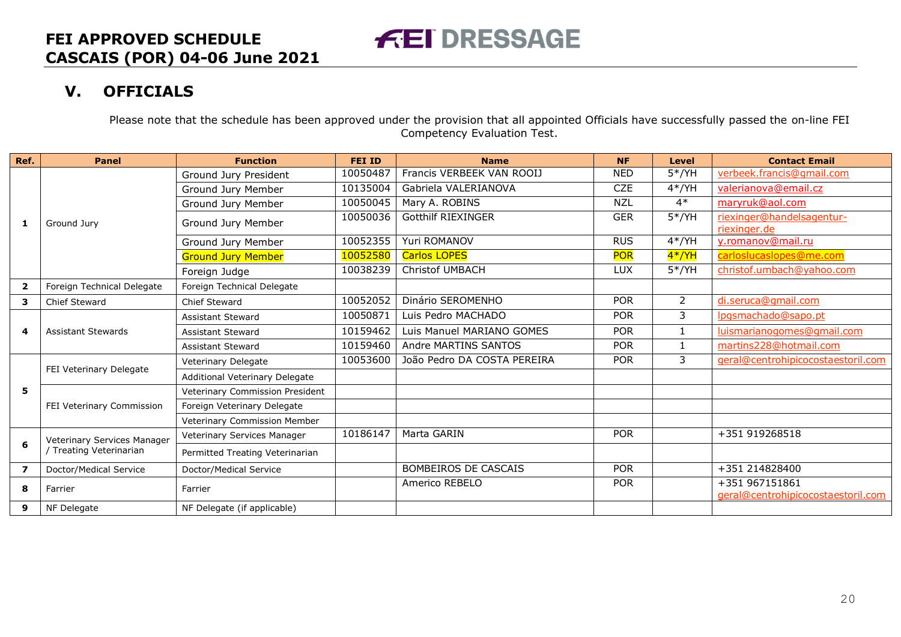# FEI APPROVED SCHEDULE
# CASCAIS (POR) 04-06 June 2021

**FEI DRESSAGE**

## V. OFFICIALS

Please note that the schedule has been approved under the provision that all appointed Officials have successfully passed the on-line FEI Competency Evaluation Test.

| Ref. | Panel | Function | FEI ID | Name | NF | Level | Contact Email |
|---|---|---|---|---|---|---|---|
| 1 | Ground Jury | Ground Jury President | 10050487 | Francis VERBEEK VAN ROOIJ | NED | 5*/YH | verbeek.francis@gmail.com |
| | | Ground Jury Member | 10135004 | Gabriela VALERIANOVA | CZE | 4*/YH | valerianova@email.cz |
| | | Ground Jury Member | 10050045 | Mary A. ROBINS | NZL | 4* | maryruk@aol.com |
| | | Ground Jury Member | 10050036 | Gotthilf RIEXINGER | GER | 5*/YH | riexinger@handelsagentur-riexinger.de |
| | | Ground Jury Member | 10052355 | Yuri ROMANOV | RUS | 4*/YH | y.romanov@mail.ru |
| | | Ground Jury Member | 10052580 | Carlos LOPES | POR | 4*/YH | carloslucaslopes@me.com |
| | | Foreign Judge | 10038239 | Christof UMBACH | LUX | 5*/YH | christof.umbach@yahoo.com |
| 2 | Foreign Technical Delegate | Foreign Technical Delegate | | | | | |
| 3 | Chief Steward | Chief Steward | 10052052 | Dinário SEROMENHO | POR | 2 | di.seruca@gmail.com |
| 4 | Assistant Stewards | Assistant Steward | 10050871 | Luis Pedro MACHADO | POR | 3 | lpgsmachado@sapo.pt |
| | | Assistant Steward | 10159462 | Luis Manuel MARIANO GOMES | POR | 1 | luismarianogomes@gmail.com |
| | | Assistant Steward | 10159460 | Andre MARTINS SANTOS | POR | 1 | martins228@hotmail.com |
| 5 | FEI Veterinary Delegate | Veterinary Delegate | 10053600 | João Pedro DA COSTA PEREIRA | POR | 3 | geral@centrohipicocostaestoril.com |
| | | Additional Veterinary Delegate | | | | | |
| | FEI Veterinary Commission | Veterinary Commission President | | | | | |
| | | Foreign Veterinary Delegate | | | | | |
| | | Veterinary Commission Member | | | | | |
| 6 | Veterinary Services Manager / Treating Veterinarian | Veterinary Services Manager | 10186147 | Marta GARIN | POR | | +351 919268518 |
| | | Permitted Treating Veterinarian | | | | | |
| 7 | Doctor/Medical Service | Doctor/Medical Service | | BOMBEIROS DE CASCAIS | POR | | +351 214828400 |
| 8 | Farrier | Farrier | | Americo REBELO | POR | | +351 967151861 geral@centrohipicocostaestoril.com |
| 9 | NF Delegate | NF Delegate (if applicable) | | | | | |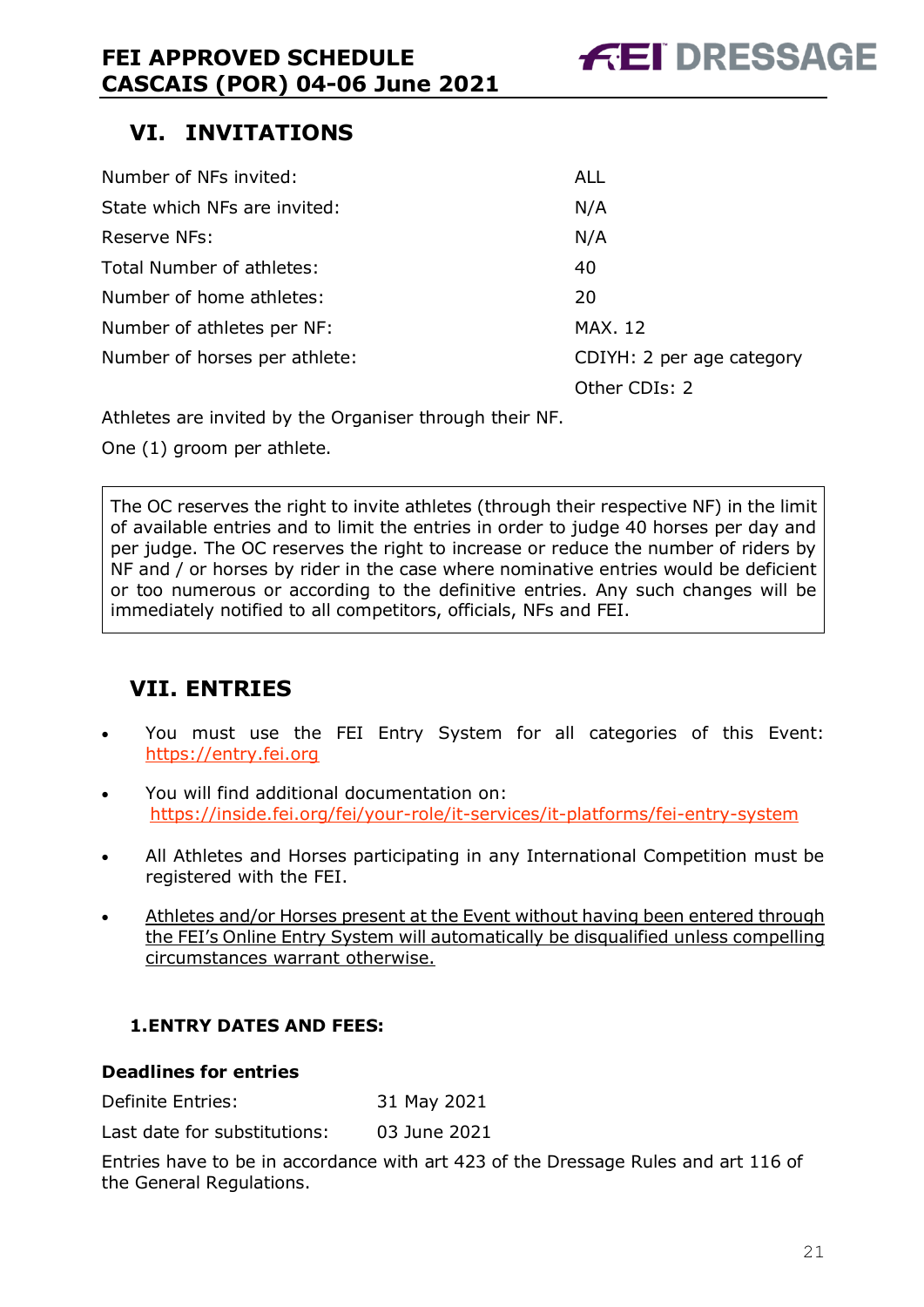## VI. INVITATIONS

| | |
|---|---|
| Number of NFs invited: | ALL |
| State which NFs are invited: | N/A |
| Reserve NFs: | N/A |
| Total Number of athletes: | 40 |
| Number of home athletes: | 20 |
| Number of athletes per NF: | MAX. 12 |
| Number of horses per athlete: | CDIYH: 2 per age category |
| | Other CDIs: 2 |

Athletes are invited by the Organiser through their NF.

One (1) groom per athlete.

> The OC reserves the right to invite athletes (through their respective NF) in the limit of available entries and to limit the entries in order to judge 40 horses per day and per judge. The OC reserves the right to increase or reduce the number of riders by NF and / or horses by rider in the case where nominative entries would be deficient or too numerous or according to the definitive entries. Any such changes will be immediately notified to all competitors, officials, NFs and FEI.

## VII. ENTRIES

- You must use the FEI Entry System for all categories of this Event: https://entry.fei.org
- You will find additional documentation on: https://inside.fei.org/fei/your-role/it-services/it-platforms/fei-entry-system
- All Athletes and Horses participating in any International Competition must be registered with the FEI.
- Athletes and/or Horses present at the Event without having been entered through the FEI's Online Entry System will automatically be disqualified unless compelling circumstances warrant otherwise.

### 1. ENTRY DATES AND FEES:

**Deadlines for entries**

| | |
|---|---|
| Definite Entries: | 31 May 2021 |
| Last date for substitutions: | 03 June 2021 |

Entries have to be in accordance with art 423 of the Dressage Rules and art 116 of the General Regulations.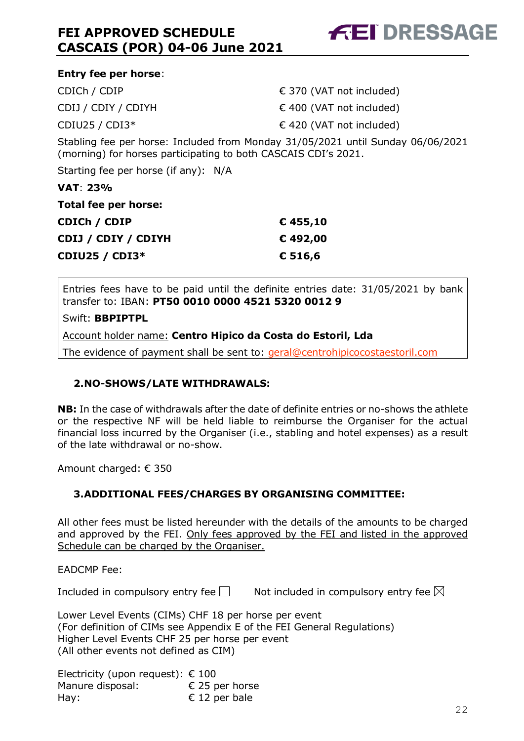**Entry fee per horse**:

| | |
|---|---|
| CDICh / CDIP | € 370 (VAT not included) |
| CDIJ / CDIY / CDIYH | € 400 (VAT not included) |
| CDIU25 / CDI3* | € 420 (VAT not included) |

Stabling fee per horse: Included from Monday 31/05/2021 until Sunday 06/06/2021 (morning) for horses participating to both CASCAIS CDI's 2021.

Starting fee per horse (if any): N/A

**VAT**: **23%**

**Total fee per horse:**

| | |
|---|---|
| **CDICh / CDIP** | **€ 455,10** |
| **CDIJ / CDIY / CDIYH** | **€ 492,00** |
| **CDIU25 / CDI3*** | **€ 516,6** |

Entries fees have to be paid until the definite entries date: 31/05/2021 by bank transfer to: IBAN: **PT50 0010 0000 4521 5320 0012 9**

Swift: **BBPIPTPL**

Account holder name: **Centro Hipico da Costa do Estoril, Lda**

The evidence of payment shall be sent to: geral@centrohipicocostaestoril.com

## 2. NO-SHOWS/LATE WITHDRAWALS:

**NB:** In the case of withdrawals after the date of definite entries or no-shows the athlete or the respective NF will be held liable to reimburse the Organiser for the actual financial loss incurred by the Organiser (i.e., stabling and hotel expenses) as a result of the late withdrawal or no-show.

Amount charged: € 350

## 3. ADDITIONAL FEES/CHARGES BY ORGANISING COMMITTEE:

All other fees must be listed hereunder with the details of the amounts to be charged and approved by the FEI. Only fees approved by the FEI and listed in the approved Schedule can be charged by the Organiser.

EADCMP Fee:

Included in compulsory entry fee ☐ Not included in compulsory entry fee ☒

Lower Level Events (CIMs) CHF 18 per horse per event
(For definition of CIMs see Appendix E of the FEI General Regulations)
Higher Level Events CHF 25 per horse per event
(All other events not defined as CIM)

Electricity (upon request): € 100
Manure disposal: € 25 per horse
Hay: € 12 per bale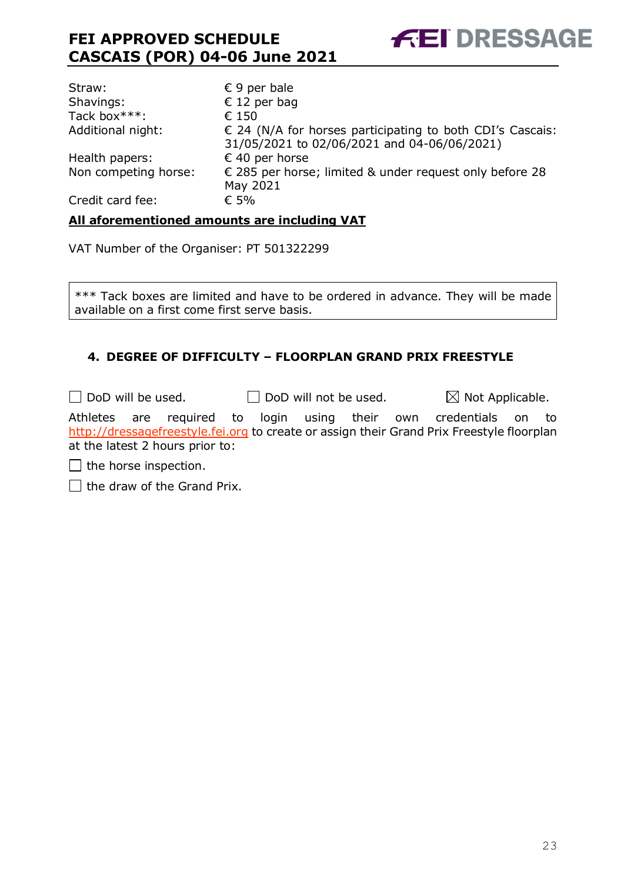| | |
|---|---|
| Straw: | € 9 per bale |
| Shavings: | € 12 per bag |
| Tack box***: | € 150 |
| Additional night: | € 24 (N/A for horses participating to both CDI's Cascais: 31/05/2021 to 02/06/2021 and 04-06/06/2021) |
| Health papers: | € 40 per horse |
| Non competing horse: | € 285 per horse; limited & under request only before 28 May 2021 |
| Credit card fee: | € 5% |

**All aforementioned amounts are including VAT**

VAT Number of the Organiser: PT 501322299

*** Tack boxes are limited and have to be ordered in advance. They will be made available on a first come first serve basis.

## 4. DEGREE OF DIFFICULTY – FLOORPLAN GRAND PRIX FREESTYLE

☐ DoD will be used. ☐ DoD will not be used. ☒ Not Applicable.

Athletes are required to login using their own credentials on to http://dressagefreestyle.fei.org to create or assign their Grand Prix Freestyle floorplan at the latest 2 hours prior to:

☐ the horse inspection.

☐ the draw of the Grand Prix.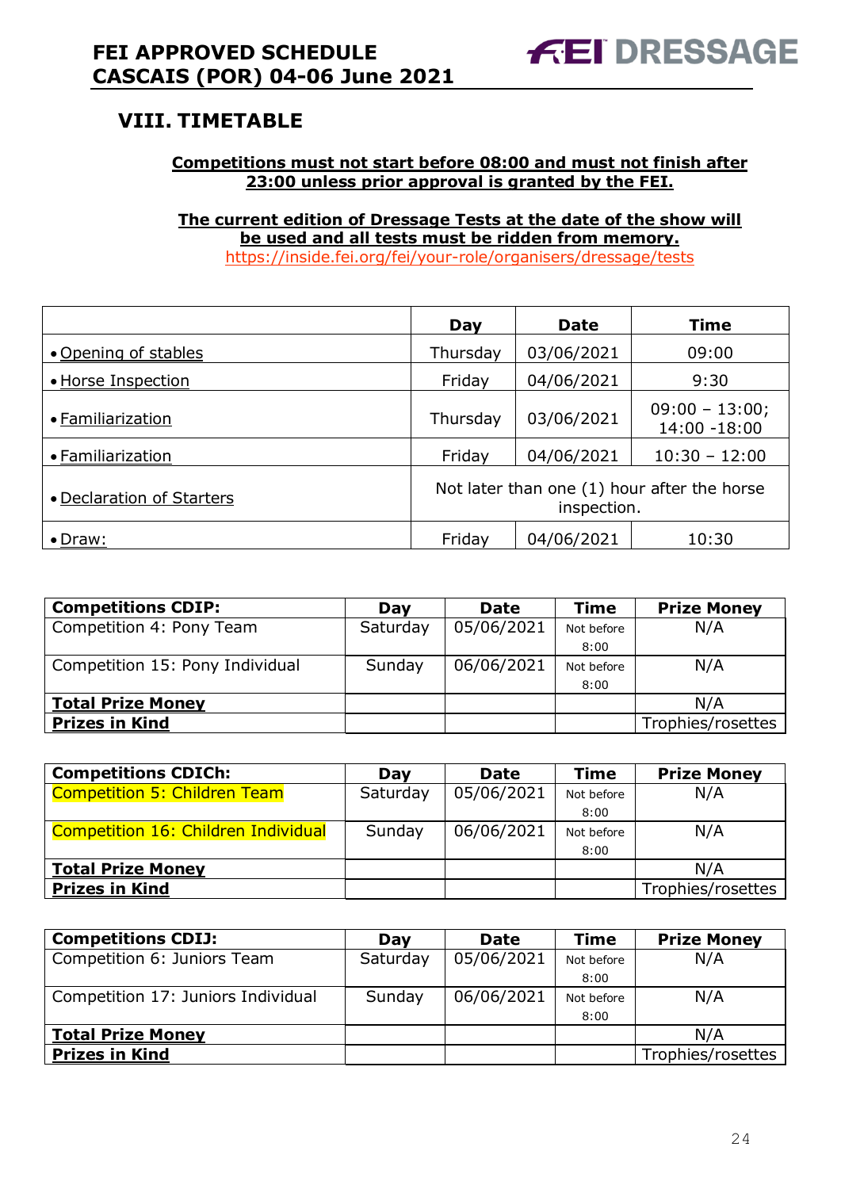## VIII. TIMETABLE

**Competitions must not start before 08:00 and must not finish after 23:00 unless prior approval is granted by the FEI.**

**The current edition of Dressage Tests at the date of the show will be used and all tests must be ridden from memory.**
https://inside.fei.org/fei/your-role/organisers/dressage/tests

| | Day | Date | Time |
|---|---|---|---|
| • Opening of stables | Thursday | 03/06/2021 | 09:00 |
| • Horse Inspection | Friday | 04/06/2021 | 9:30 |
| • Familiarization | Thursday | 03/06/2021 | 09:00 – 13:00; 14:00 -18:00 |
| • Familiarization | Friday | 04/06/2021 | 10:30 – 12:00 |
| • Declaration of Starters | Not later than one (1) hour after the horse inspection. | | |
| • Draw: | Friday | 04/06/2021 | 10:30 |

| **Competitions CDIP:** | **Day** | **Date** | **Time** | **Prize Money** |
|---|---|---|---|---|
| Competition 4: Pony Team | Saturday | 05/06/2021 | Not before 8:00 | N/A |
| Competition 15: Pony Individual | Sunday | 06/06/2021 | Not before 8:00 | N/A |
| **Total Prize Money** | | | | N/A |
| **Prizes in Kind** | | | | Trophies/rosettes |

| **Competitions CDICh:** | **Day** | **Date** | **Time** | **Prize Money** |
|---|---|---|---|---|
| Competition 5: Children Team | Saturday | 05/06/2021 | Not before 8:00 | N/A |
| Competition 16: Children Individual | Sunday | 06/06/2021 | Not before 8:00 | N/A |
| **Total Prize Money** | | | | N/A |
| **Prizes in Kind** | | | | Trophies/rosettes |

| **Competitions CDIJ:** | **Day** | **Date** | **Time** | **Prize Money** |
|---|---|---|---|---|
| Competition 6: Juniors Team | Saturday | 05/06/2021 | Not before 8:00 | N/A |
| Competition 17: Juniors Individual | Sunday | 06/06/2021 | Not before 8:00 | N/A |
| **Total Prize Money** | | | | N/A |
| **Prizes in Kind** | | | | Trophies/rosettes |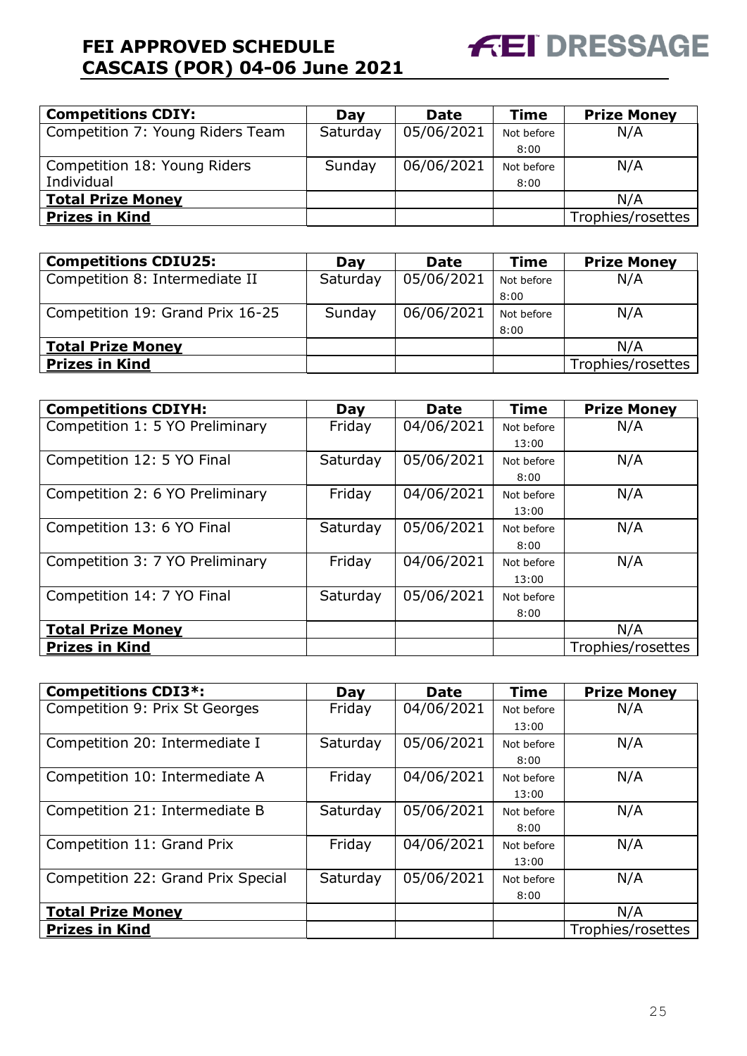| Competitions CDIY: | Day | Date | Time | Prize Money |
|---|---|---|---|---|
| Competition 7: Young Riders Team | Saturday | 05/06/2021 | Not before 8:00 | N/A |
| Competition 18: Young Riders Individual | Sunday | 06/06/2021 | Not before 8:00 | N/A |
| **Total Prize Money** | | | | N/A |
| **Prizes in Kind** | | | | Trophies/rosettes |

| Competitions CDIU25: | Day | Date | Time | Prize Money |
|---|---|---|---|---|
| Competition 8: Intermediate II | Saturday | 05/06/2021 | Not before 8:00 | N/A |
| Competition 19: Grand Prix 16-25 | Sunday | 06/06/2021 | Not before 8:00 | N/A |
| **Total Prize Money** | | | | N/A |
| **Prizes in Kind** | | | | Trophies/rosettes |

| Competitions CDIYH: | Day | Date | Time | Prize Money |
|---|---|---|---|---|
| Competition 1: 5 YO Preliminary | Friday | 04/06/2021 | Not before 13:00 | N/A |
| Competition 12: 5 YO Final | Saturday | 05/06/2021 | Not before 8:00 | N/A |
| Competition 2: 6 YO Preliminary | Friday | 04/06/2021 | Not before 13:00 | N/A |
| Competition 13: 6 YO Final | Saturday | 05/06/2021 | Not before 8:00 | N/A |
| Competition 3: 7 YO Preliminary | Friday | 04/06/2021 | Not before 13:00 | N/A |
| Competition 14: 7 YO Final | Saturday | 05/06/2021 | Not before 8:00 | |
| **Total Prize Money** | | | | N/A |
| **Prizes in Kind** | | | | Trophies/rosettes |

| Competitions CDI3*: | Day | Date | Time | Prize Money |
|---|---|---|---|---|
| Competition 9: Prix St Georges | Friday | 04/06/2021 | Not before 13:00 | N/A |
| Competition 20: Intermediate I | Saturday | 05/06/2021 | Not before 8:00 | N/A |
| Competition 10: Intermediate A | Friday | 04/06/2021 | Not before 13:00 | N/A |
| Competition 21: Intermediate B | Saturday | 05/06/2021 | Not before 8:00 | N/A |
| Competition 11: Grand Prix | Friday | 04/06/2021 | Not before 13:00 | N/A |
| Competition 22: Grand Prix Special | Saturday | 05/06/2021 | Not before 8:00 | N/A |
| **Total Prize Money** | | | | N/A |
| **Prizes in Kind** | | | | Trophies/rosettes |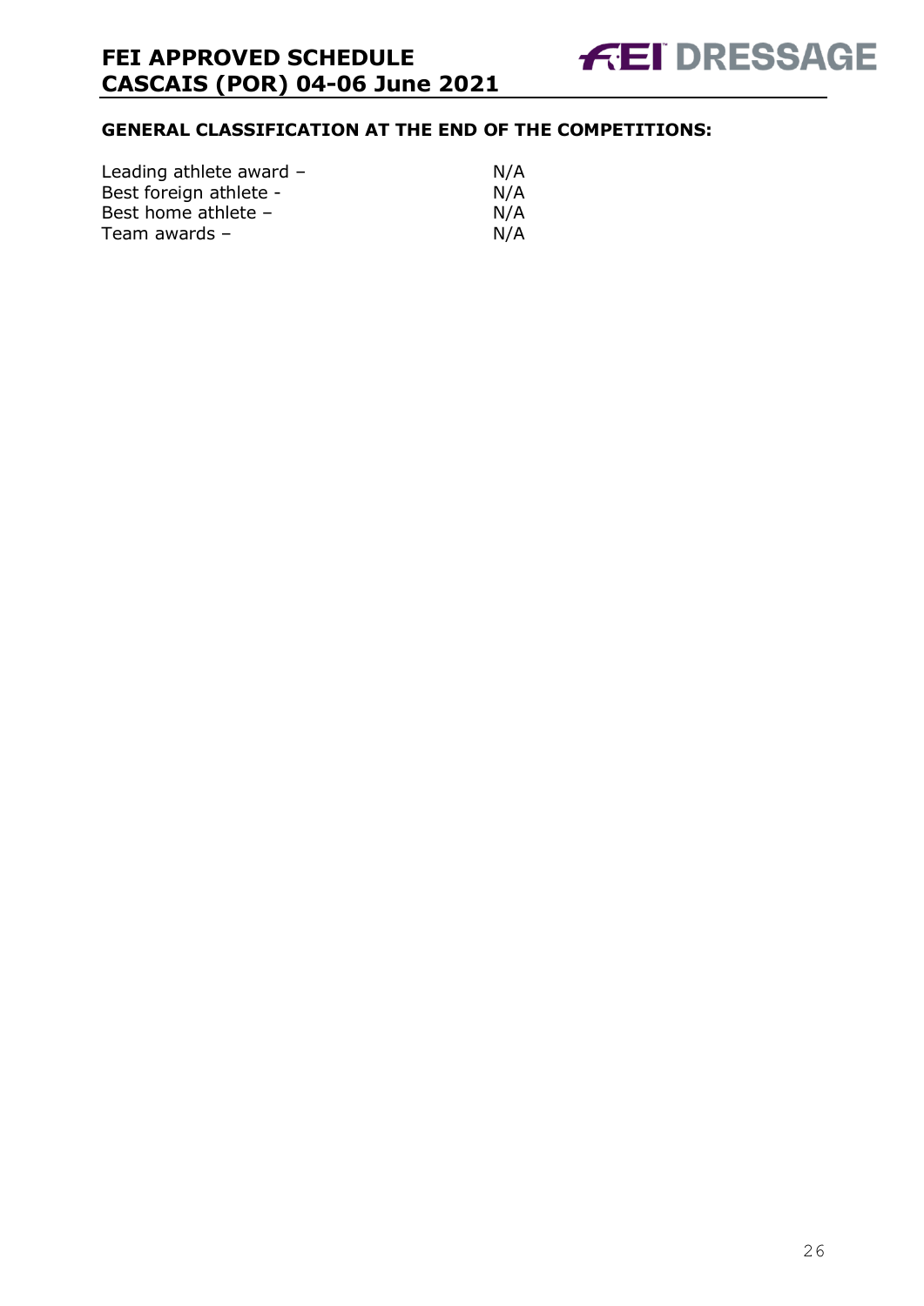## GENERAL CLASSIFICATION AT THE END OF THE COMPETITIONS:

| | |
|---|---|
| Leading athlete award – | N/A |
| Best foreign athlete - | N/A |
| Best home athlete – | N/A |
| Team awards – | N/A |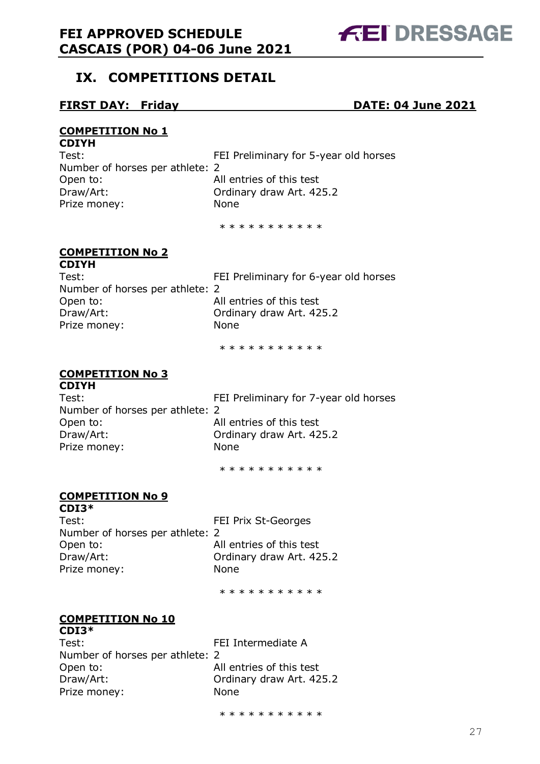## IX. COMPETITIONS DETAIL

**FIRST DAY: Friday DATE: 04 June 2021**

**COMPETITION No 1**
**CDIYH**

Test: FEI Preliminary for 5-year old horses
Number of horses per athlete: 2
Open to: All entries of this test
Draw/Art: Ordinary draw Art. 425.2
Prize money: None

* * * * * * * * * * *

**COMPETITION No 2**
**CDIYH**

Test: FEI Preliminary for 6-year old horses
Number of horses per athlete: 2
Open to: All entries of this test
Draw/Art: Ordinary draw Art. 425.2
Prize money: None

* * * * * * * * * * *

**COMPETITION No 3**
**CDIYH**

Test: FEI Preliminary for 7-year old horses
Number of horses per athlete: 2
Open to: All entries of this test
Draw/Art: Ordinary draw Art. 425.2
Prize money: None

* * * * * * * * * * *

**COMPETITION No 9**
**CDI3***

Test: FEI Prix St-Georges
Number of horses per athlete: 2
Open to: All entries of this test
Draw/Art: Ordinary draw Art. 425.2
Prize money: None

* * * * * * * * * * *

**COMPETITION No 10**
**CDI3***

Test: FEI Intermediate A
Number of horses per athlete: 2
Open to: All entries of this test
Draw/Art: Ordinary draw Art. 425.2
Prize money: None

* * * * * * * * * * *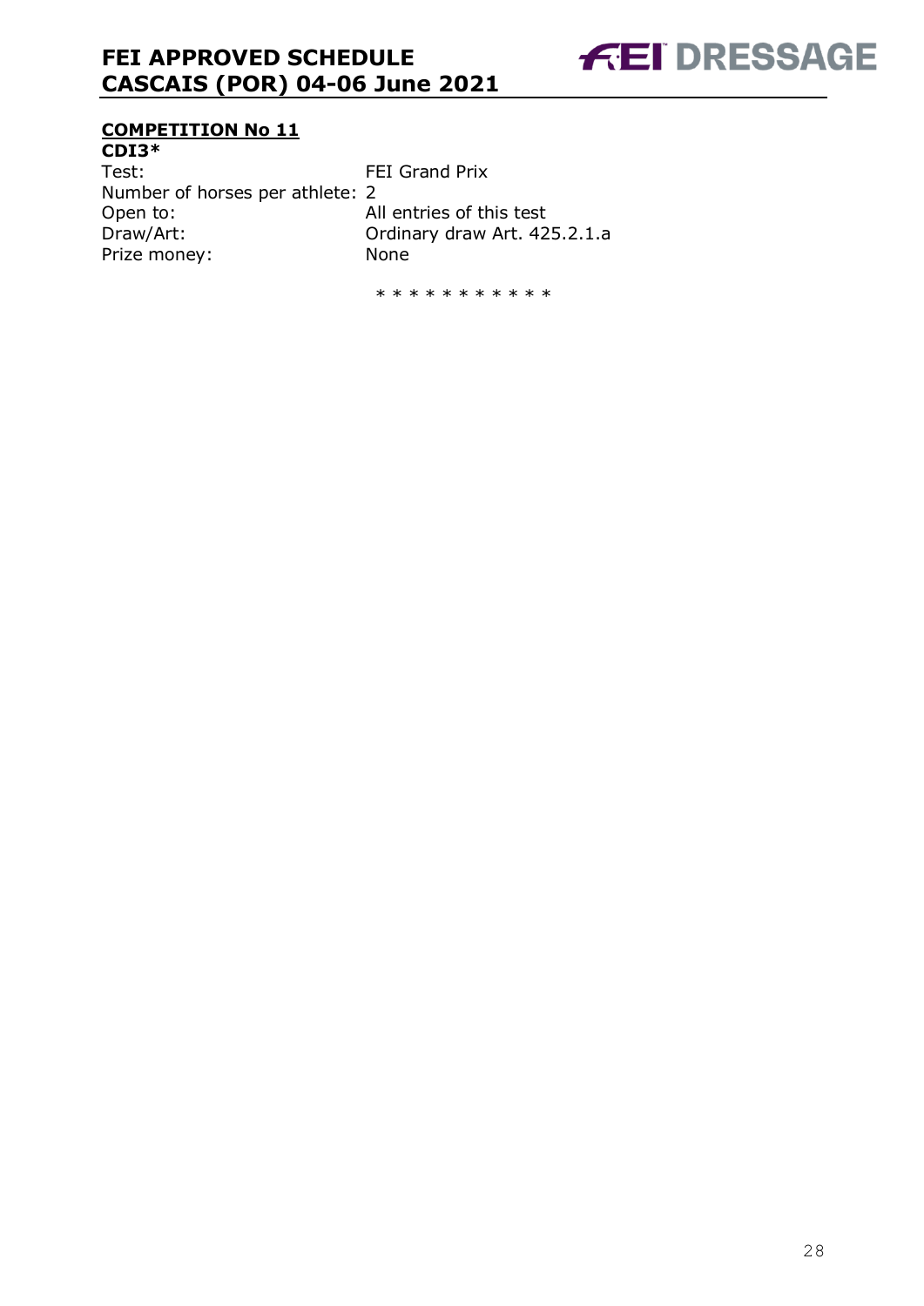**COMPETITION No 11**

**CDI3***

| | |
|---|---|
| Test: | FEI Grand Prix |
| Number of horses per athlete: | 2 |
| Open to: | All entries of this test |
| Draw/Art: | Ordinary draw Art. 425.2.1.a |
| Prize money: | None |

* * * * * * * * * * *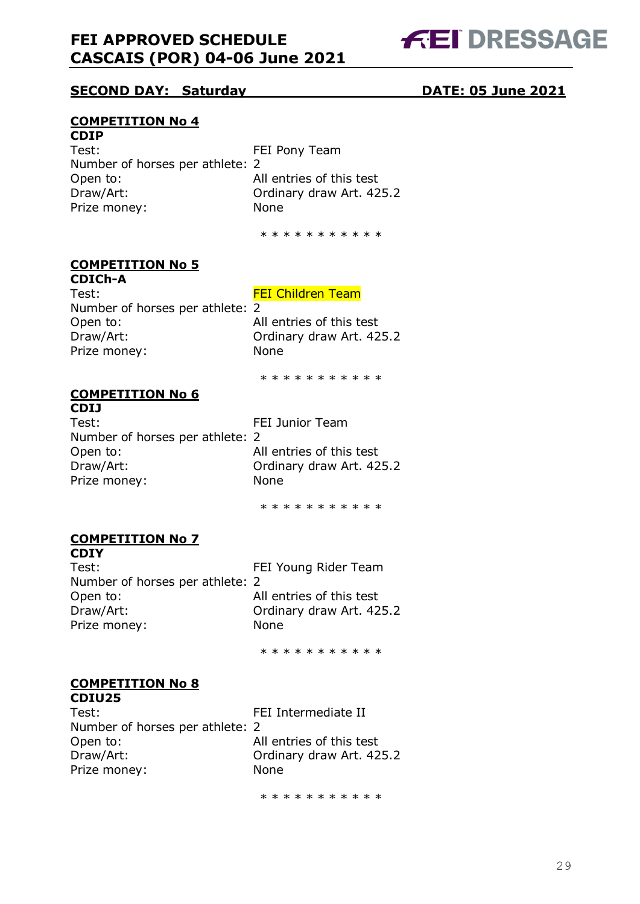## SECOND DAY: Saturday DATE: 05 June 2021

### COMPETITION No 4

**CDIP**

Test: FEI Pony Team
Number of horses per athlete: 2
Open to: All entries of this test
Draw/Art: Ordinary draw Art. 425.2
Prize money: None

* * * * * * * * * * *

### COMPETITION No 5

**CDICh-A**

Test: FEI Children Team
Number of horses per athlete: 2
Open to: All entries of this test
Draw/Art: Ordinary draw Art. 425.2
Prize money: None

* * * * * * * * * * *

### COMPETITION No 6

**CDIJ**

Test: FEI Junior Team
Number of horses per athlete: 2
Open to: All entries of this test
Draw/Art: Ordinary draw Art. 425.2
Prize money: None

* * * * * * * * * * *

### COMPETITION No 7

**CDIY**

Test: FEI Young Rider Team
Number of horses per athlete: 2
Open to: All entries of this test
Draw/Art: Ordinary draw Art. 425.2
Prize money: None

* * * * * * * * * * *

### COMPETITION No 8

**CDIU25**

Test: FEI Intermediate II
Number of horses per athlete: 2
Open to: All entries of this test
Draw/Art: Ordinary draw Art. 425.2
Prize money: None

* * * * * * * * * * *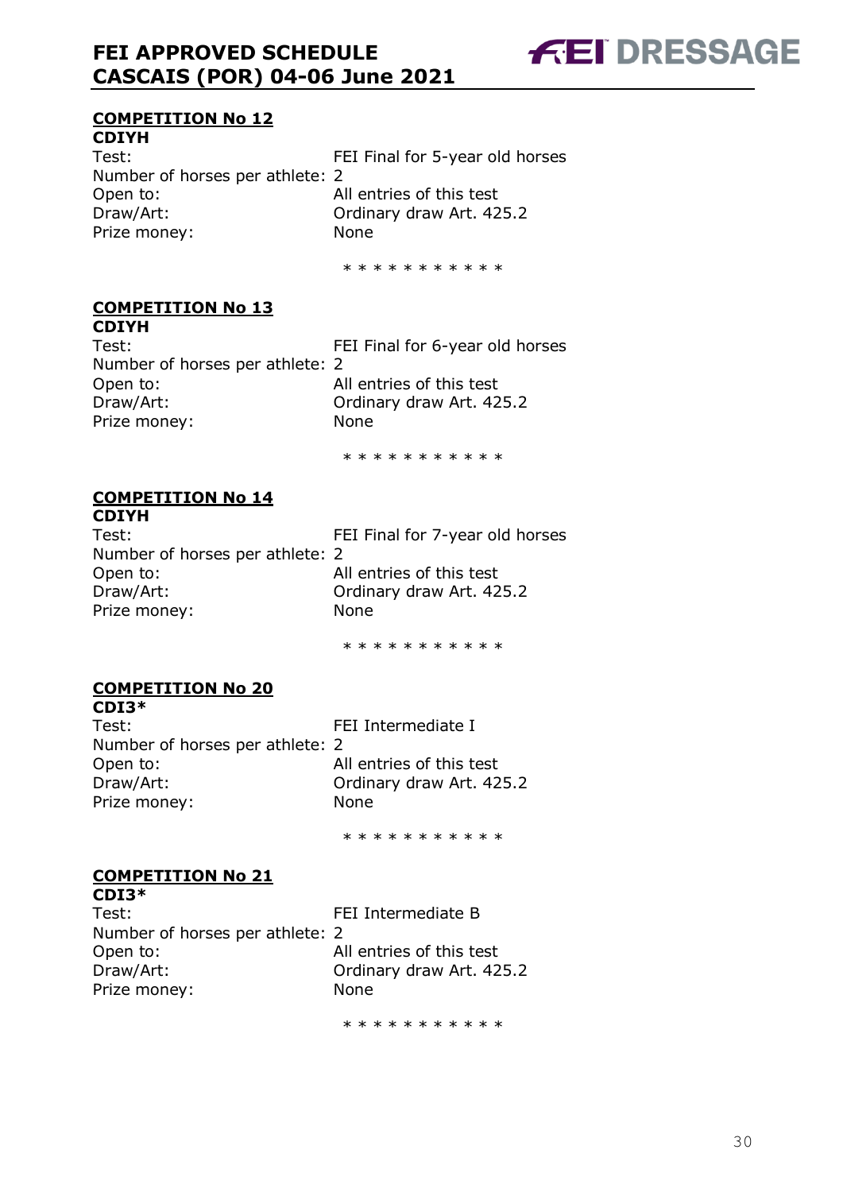### COMPETITION No 12

**CDIYH**

Test: FEI Final for 5-year old horses
Number of horses per athlete: 2
Open to: All entries of this test
Draw/Art: Ordinary draw Art. 425.2
Prize money: None

* * * * * * * * * * *

### COMPETITION No 13

**CDIYH**

Test: FEI Final for 6-year old horses
Number of horses per athlete: 2
Open to: All entries of this test
Draw/Art: Ordinary draw Art. 425.2
Prize money: None

* * * * * * * * * * *

### COMPETITION No 14

**CDIYH**

Test: FEI Final for 7-year old horses
Number of horses per athlete: 2
Open to: All entries of this test
Draw/Art: Ordinary draw Art. 425.2
Prize money: None

* * * * * * * * * * *

### COMPETITION No 20

**CDI3***

Test: FEI Intermediate I
Number of horses per athlete: 2
Open to: All entries of this test
Draw/Art: Ordinary draw Art. 425.2
Prize money: None

* * * * * * * * * * *

### COMPETITION No 21

**CDI3***

Test: FEI Intermediate B
Number of horses per athlete: 2
Open to: All entries of this test
Draw/Art: Ordinary draw Art. 425.2
Prize money: None

* * * * * * * * * * *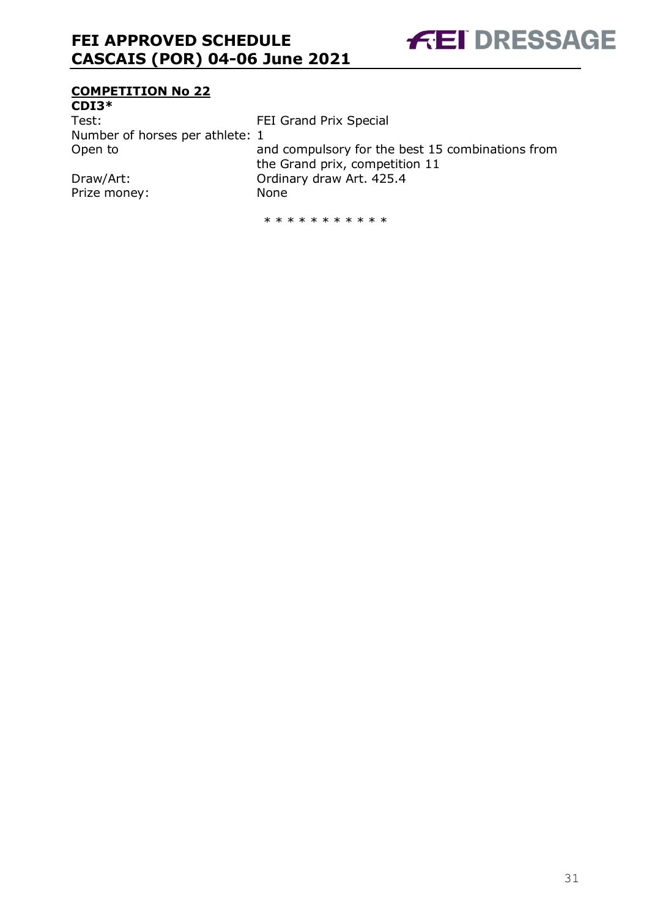## COMPETITION No 22

**CDI3***

| | |
|---|---|
| Test: | FEI Grand Prix Special |
| Number of horses per athlete: | 1 |
| Open to | and compulsory for the best 15 combinations from the Grand prix, competition 11 |
| Draw/Art: | Ordinary draw Art. 425.4 |
| Prize money: | None |

\* * * * * * * * * * *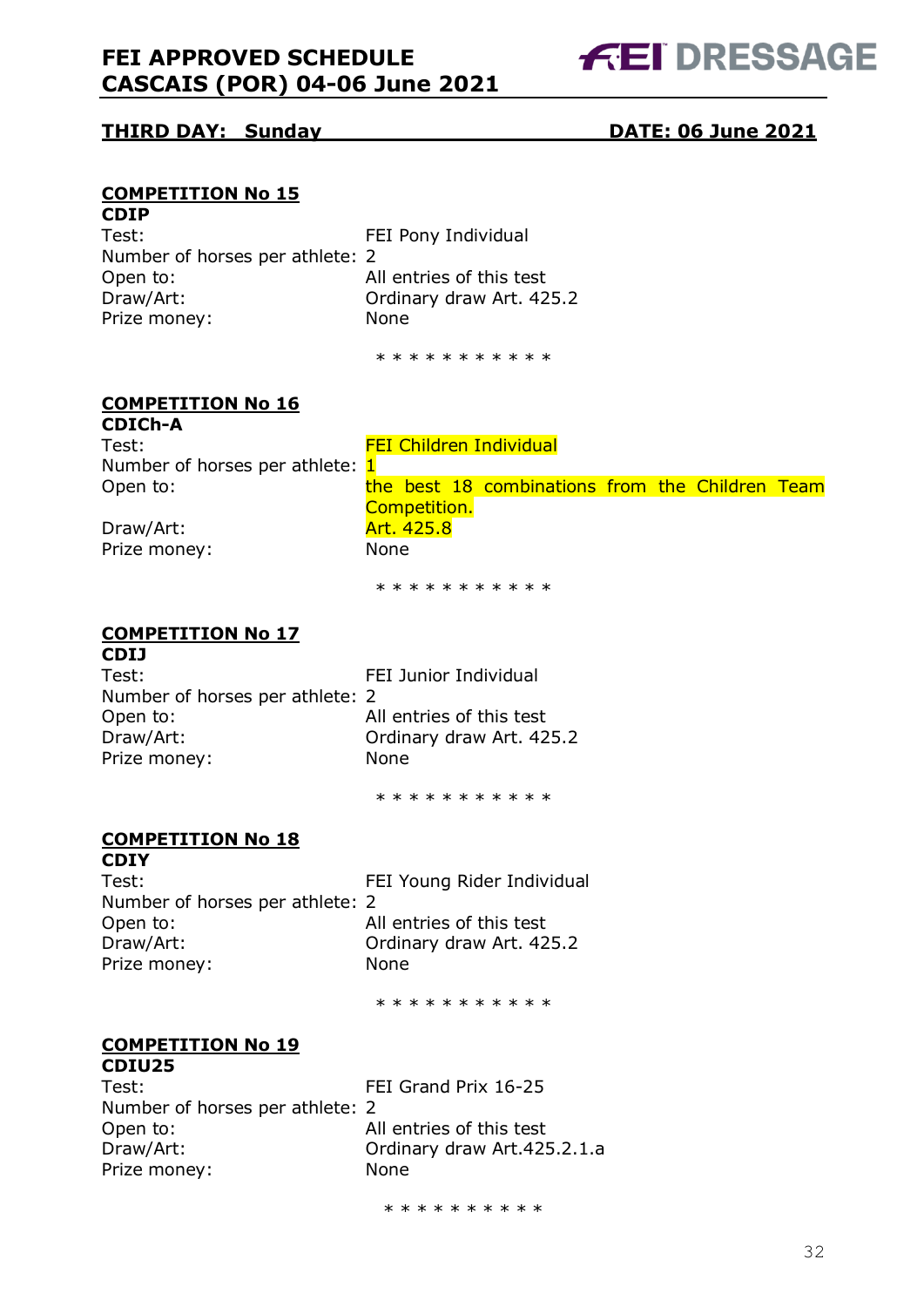**THIRD DAY: Sunday** **DATE: 06 June 2021**

## COMPETITION No 15

**CDIP**

Test: FEI Pony Individual
Number of horses per athlete: 2
Open to: All entries of this test
Draw/Art: Ordinary draw Art. 425.2
Prize money: None

* * * * * * * * * * *

## COMPETITION No 16

**CDICh-A**

Test: FEI Children Individual
Number of horses per athlete: 1
Open to: the best 18 combinations from the Children Team Competition.
Draw/Art: Art. 425.8
Prize money: None

* * * * * * * * * * *

## COMPETITION No 17

**CDIJ**

Test: FEI Junior Individual
Number of horses per athlete: 2
Open to: All entries of this test
Draw/Art: Ordinary draw Art. 425.2
Prize money: None

* * * * * * * * * * *

## COMPETITION No 18

**CDIY**

Test: FEI Young Rider Individual
Number of horses per athlete: 2
Open to: All entries of this test
Draw/Art: Ordinary draw Art. 425.2
Prize money: None

* * * * * * * * * * *

## COMPETITION No 19

**CDIU25**

Test: FEI Grand Prix 16-25
Number of horses per athlete: 2
Open to: All entries of this test
Draw/Art: Ordinary draw Art.425.2.1.a
Prize money: None

* * * * * * * * * *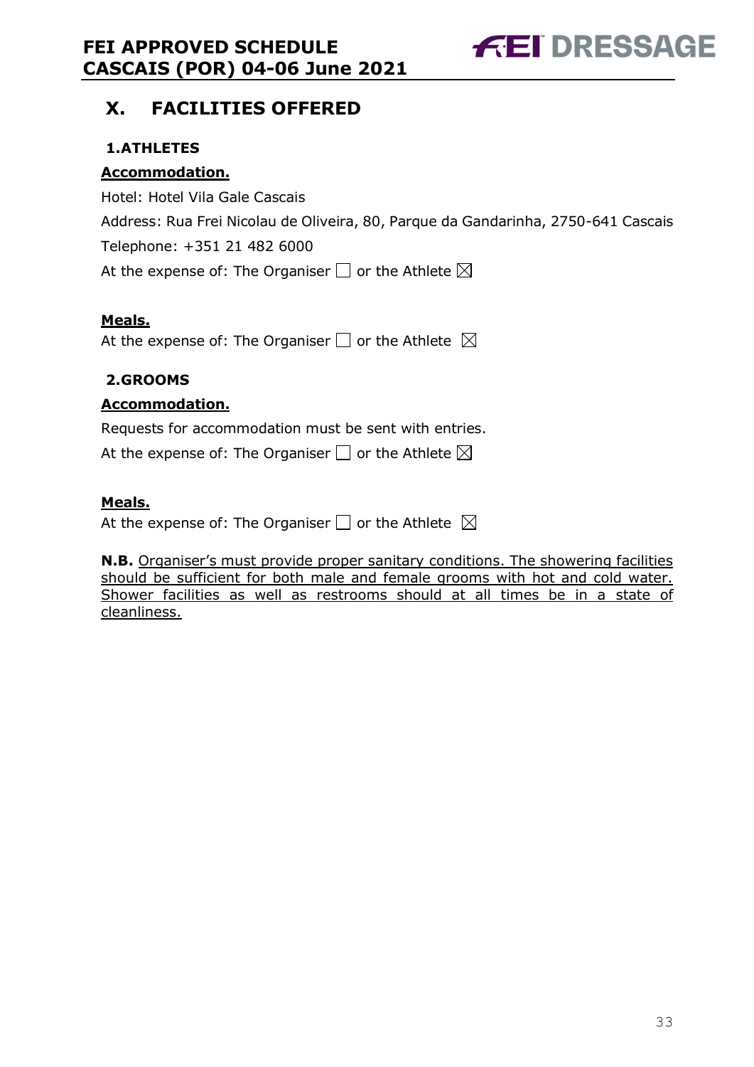## X. FACILITIES OFFERED

### 1.ATHLETES

**Accommodation.**

Hotel: Hotel Vila Gale Cascais

Address: Rua Frei Nicolau de Oliveira, 80, Parque da Gandarinha, 2750-641 Cascais

Telephone: +351 21 482 6000

At the expense of: The Organiser ☐ or the Athlete ☒

**Meals.**

At the expense of: The Organiser ☐ or the Athlete ☒

### 2.GROOMS

**Accommodation.**

Requests for accommodation must be sent with entries.

At the expense of: The Organiser ☐ or the Athlete ☒

**Meals.**

At the expense of: The Organiser ☐ or the Athlete ☒

**N.B.** Organiser's must provide proper sanitary conditions. The showering facilities should be sufficient for both male and female grooms with hot and cold water. Shower facilities as well as restrooms should at all times be in a state of cleanliness.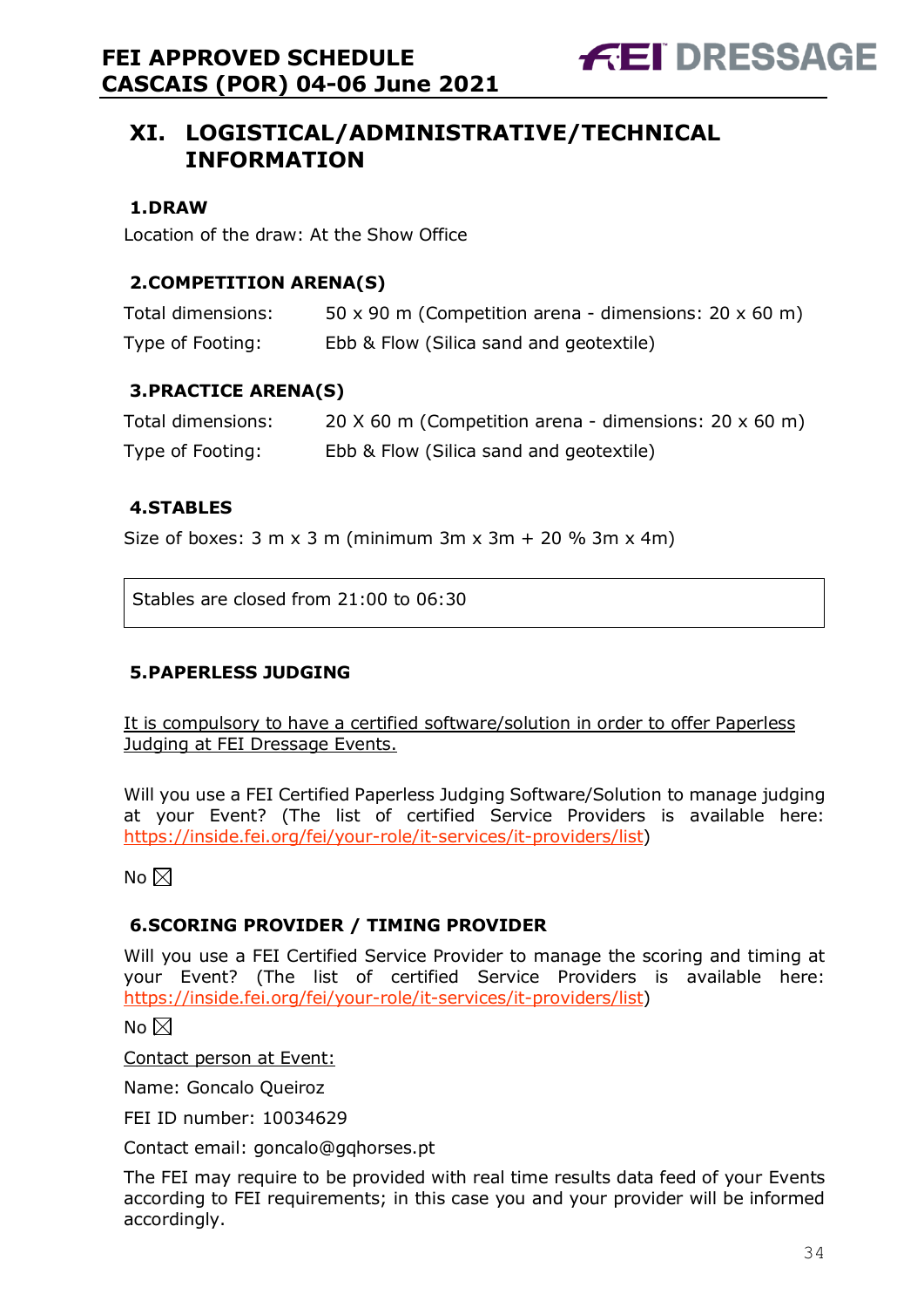## XI. LOGISTICAL/ADMINISTRATIVE/TECHNICAL INFORMATION

### 1.DRAW

Location of the draw: At the Show Office

### 2.COMPETITION ARENA(S)

| | |
|---|---|
| Total dimensions: | 50 x 90 m (Competition arena - dimensions: 20 x 60 m) |
| Type of Footing: | Ebb & Flow (Silica sand and geotextile) |

### 3.PRACTICE ARENA(S)

| | |
|---|---|
| Total dimensions: | 20 X 60 m (Competition arena - dimensions: 20 x 60 m) |
| Type of Footing: | Ebb & Flow (Silica sand and geotextile) |

### 4.STABLES

Size of boxes: 3 m x 3 m (minimum 3m x 3m + 20 % 3m x 4m)

Stables are closed from 21:00 to 06:30

### 5.PAPERLESS JUDGING

It is compulsory to have a certified software/solution in order to offer Paperless Judging at FEI Dressage Events.

Will you use a FEI Certified Paperless Judging Software/Solution to manage judging at your Event? (The list of certified Service Providers is available here: https://inside.fei.org/fei/your-role/it-services/it-providers/list)

No ☒

### 6.SCORING PROVIDER / TIMING PROVIDER

Will you use a FEI Certified Service Provider to manage the scoring and timing at your Event? (The list of certified Service Providers is available here: https://inside.fei.org/fei/your-role/it-services/it-providers/list)

No ☒

Contact person at Event:

Name: Goncalo Queiroz

FEI ID number: 10034629

Contact email: goncalo@gqhorses.pt

The FEI may require to be provided with real time results data feed of your Events according to FEI requirements; in this case you and your provider will be informed accordingly.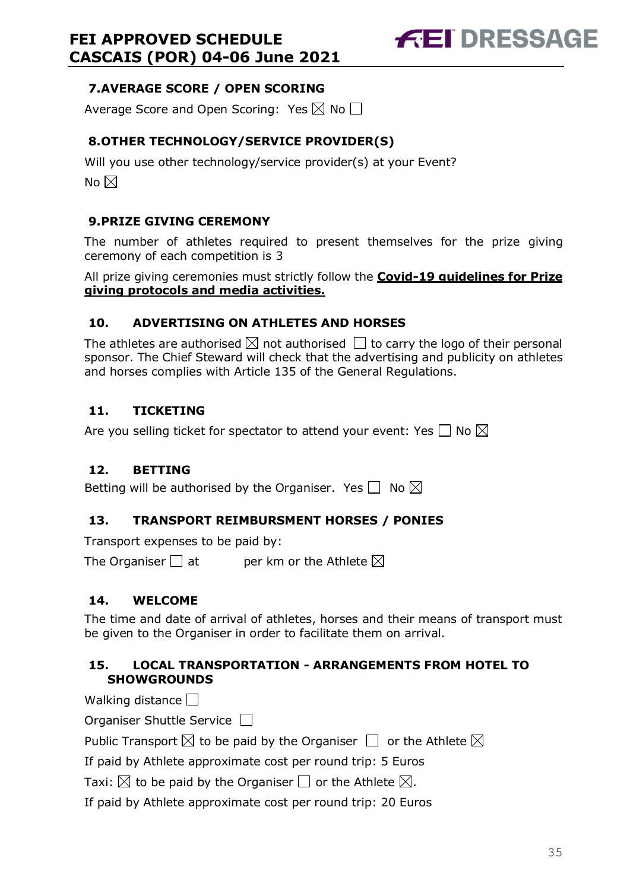## 7. AVERAGE SCORE / OPEN SCORING

Average Score and Open Scoring: Yes ☒ No ☐

## 8. OTHER TECHNOLOGY/SERVICE PROVIDER(S)

Will you use other technology/service provider(s) at your Event?

No ☒

## 9. PRIZE GIVING CEREMONY

The number of athletes required to present themselves for the prize giving ceremony of each competition is 3

All prize giving ceremonies must strictly follow the **Covid-19 guidelines for Prize giving protocols and media activities.**

## 10. ADVERTISING ON ATHLETES AND HORSES

The athletes are authorised ☒ not authorised ☐ to carry the logo of their personal sponsor. The Chief Steward will check that the advertising and publicity on athletes and horses complies with Article 135 of the General Regulations.

## 11. TICKETING

Are you selling ticket for spectator to attend your event: Yes ☐ No ☒

## 12. BETTING

Betting will be authorised by the Organiser. Yes ☐ No ☒

## 13. TRANSPORT REIMBURSMENT HORSES / PONIES

Transport expenses to be paid by:

The Organiser ☐ at per km or the Athlete ☒

## 14. WELCOME

The time and date of arrival of athletes, horses and their means of transport must be given to the Organiser in order to facilitate them on arrival.

## 15. LOCAL TRANSPORTATION - ARRANGEMENTS FROM HOTEL TO SHOWGROUNDS

Walking distance ☐

Organiser Shuttle Service ☐

Public Transport ☒ to be paid by the Organiser ☐ or the Athlete ☒

If paid by Athlete approximate cost per round trip: 5 Euros

Taxi: ☒ to be paid by the Organiser ☐ or the Athlete ☒.

If paid by Athlete approximate cost per round trip: 20 Euros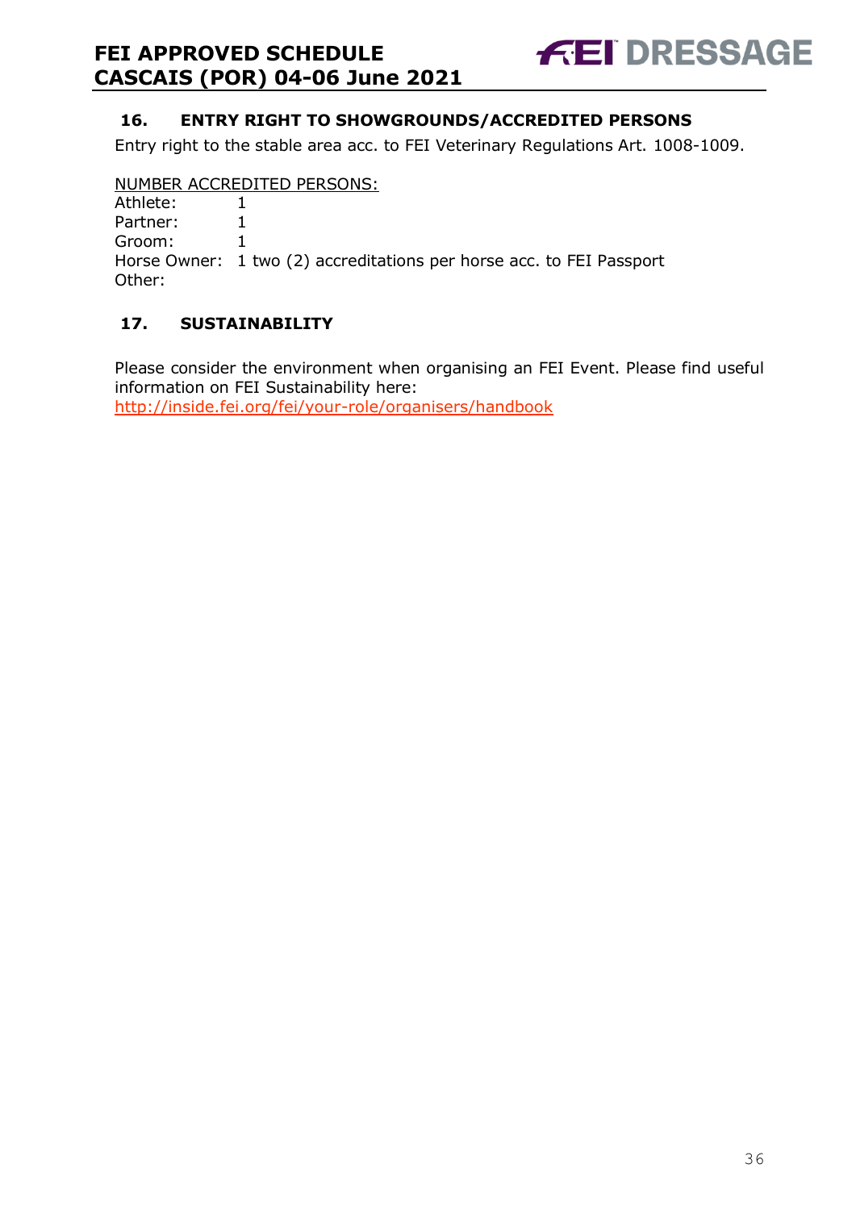## 16. ENTRY RIGHT TO SHOWGROUNDS/ACCREDITED PERSONS

Entry right to the stable area acc. to FEI Veterinary Regulations Art. 1008-1009.

<u>NUMBER ACCREDITED PERSONS:</u>

Athlete: 1
Partner: 1
Groom: 1
Horse Owner: 1 two (2) accreditations per horse acc. to FEI Passport
Other:

## 17. SUSTAINABILITY

Please consider the environment when organising an FEI Event. Please find useful information on FEI Sustainability here:
http://inside.fei.org/fei/your-role/organisers/handbook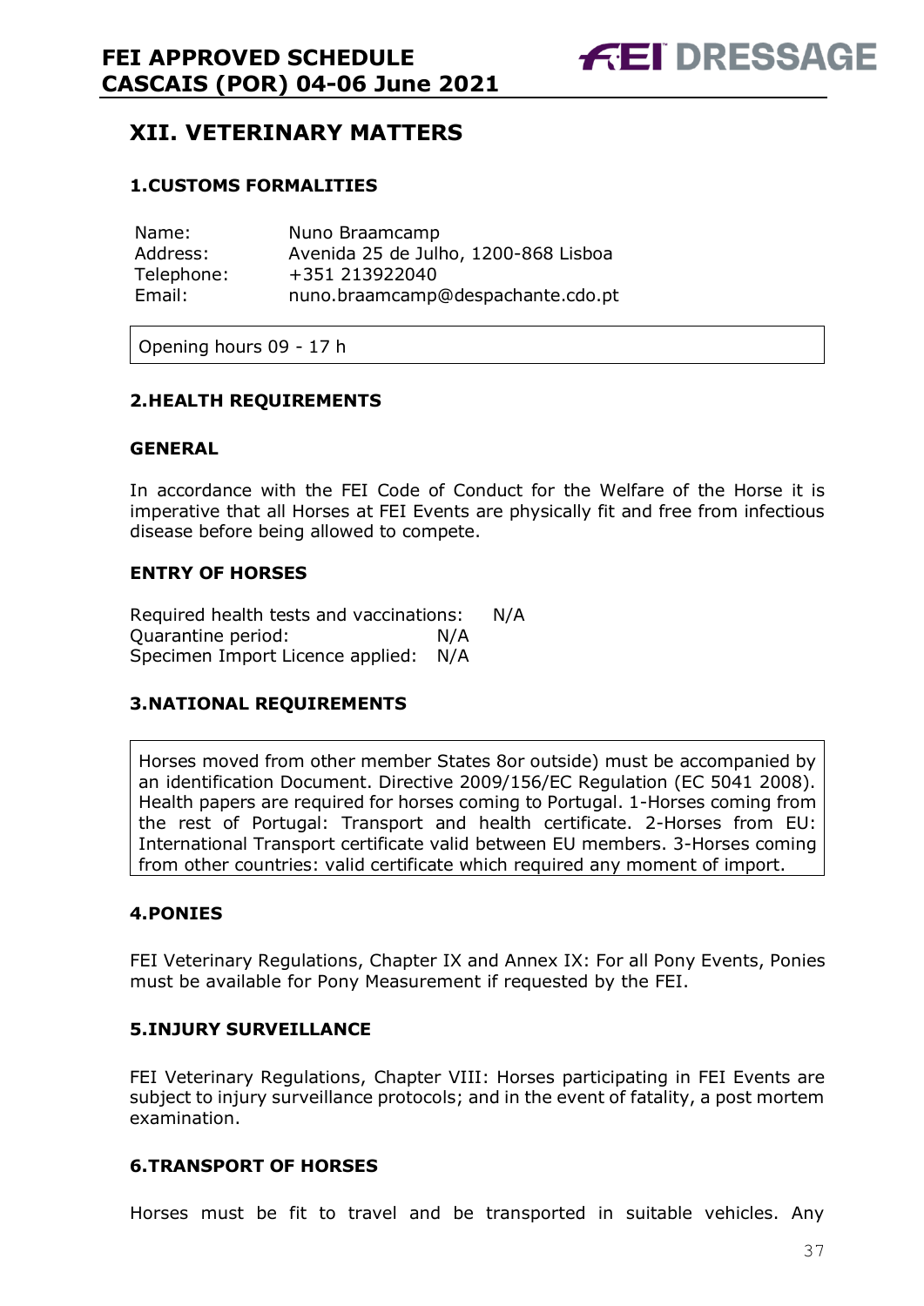## XII. VETERINARY MATTERS

### 1.CUSTOMS FORMALITIES

| | |
|---|---|
| Name: | Nuno Braamcamp |
| Address: | Avenida 25 de Julho, 1200-868 Lisboa |
| Telephone: | +351 213922040 |
| Email: | nuno.braamcamp@despachante.cdo.pt |

Opening hours 09 - 17 h

### 2.HEALTH REQUIREMENTS

#### GENERAL

In accordance with the FEI Code of Conduct for the Welfare of the Horse it is imperative that all Horses at FEI Events are physically fit and free from infectious disease before being allowed to compete.

#### ENTRY OF HORSES

Required health tests and vaccinations: N/A
Quarantine period: N/A
Specimen Import Licence applied: N/A

### 3.NATIONAL REQUIREMENTS

Horses moved from other member States 8or outside) must be accompanied by an identification Document. Directive 2009/156/EC Regulation (EC 5041 2008). Health papers are required for horses coming to Portugal. 1-Horses coming from the rest of Portugal: Transport and health certificate. 2-Horses from EU: International Transport certificate valid between EU members. 3-Horses coming from other countries: valid certificate which required any moment of import.

### 4.PONIES

FEI Veterinary Regulations, Chapter IX and Annex IX: For all Pony Events, Ponies must be available for Pony Measurement if requested by the FEI.

### 5.INJURY SURVEILLANCE

FEI Veterinary Regulations, Chapter VIII: Horses participating in FEI Events are subject to injury surveillance protocols; and in the event of fatality, a post mortem examination.

### 6.TRANSPORT OF HORSES

Horses must be fit to travel and be transported in suitable vehicles. Any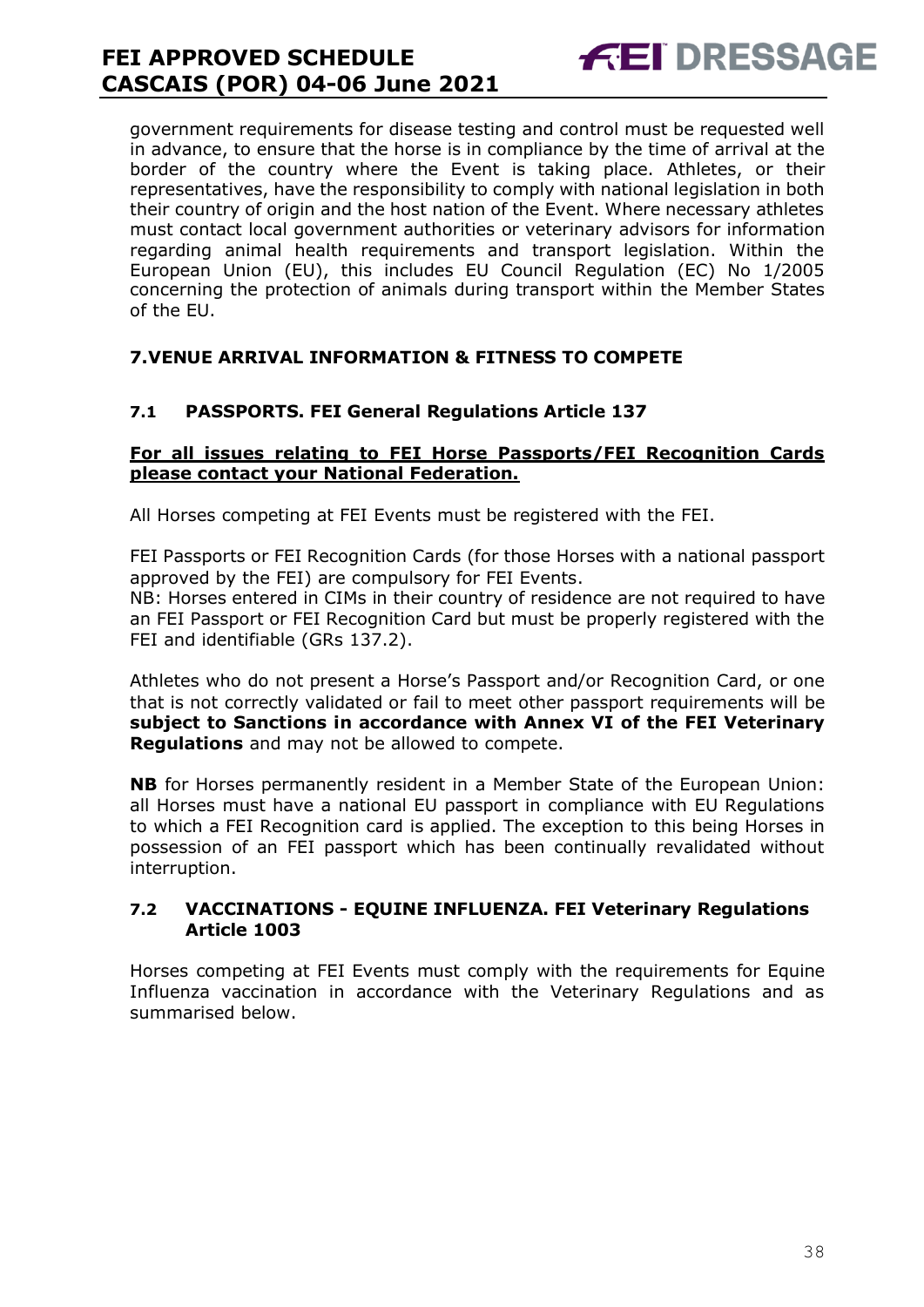government requirements for disease testing and control must be requested well in advance, to ensure that the horse is in compliance by the time of arrival at the border of the country where the Event is taking place. Athletes, or their representatives, have the responsibility to comply with national legislation in both their country of origin and the host nation of the Event. Where necessary athletes must contact local government authorities or veterinary advisors for information regarding animal health requirements and transport legislation. Within the European Union (EU), this includes EU Council Regulation (EC) No 1/2005 concerning the protection of animals during transport within the Member States of the EU.

## 7.VENUE ARRIVAL INFORMATION & FITNESS TO COMPETE

### 7.1 PASSPORTS. FEI General Regulations Article 137

**For all issues relating to FEI Horse Passports/FEI Recognition Cards please contact your National Federation.**

All Horses competing at FEI Events must be registered with the FEI.

FEI Passports or FEI Recognition Cards (for those Horses with a national passport approved by the FEI) are compulsory for FEI Events.
NB: Horses entered in CIMs in their country of residence are not required to have an FEI Passport or FEI Recognition Card but must be properly registered with the FEI and identifiable (GRs 137.2).

Athletes who do not present a Horse's Passport and/or Recognition Card, or one that is not correctly validated or fail to meet other passport requirements will be **subject to Sanctions in accordance with Annex VI of the FEI Veterinary Regulations** and may not be allowed to compete.

**NB** for Horses permanently resident in a Member State of the European Union: all Horses must have a national EU passport in compliance with EU Regulations to which a FEI Recognition card is applied. The exception to this being Horses in possession of an FEI passport which has been continually revalidated without interruption.

### 7.2 VACCINATIONS - EQUINE INFLUENZA. FEI Veterinary Regulations Article 1003

Horses competing at FEI Events must comply with the requirements for Equine Influenza vaccination in accordance with the Veterinary Regulations and as summarised below.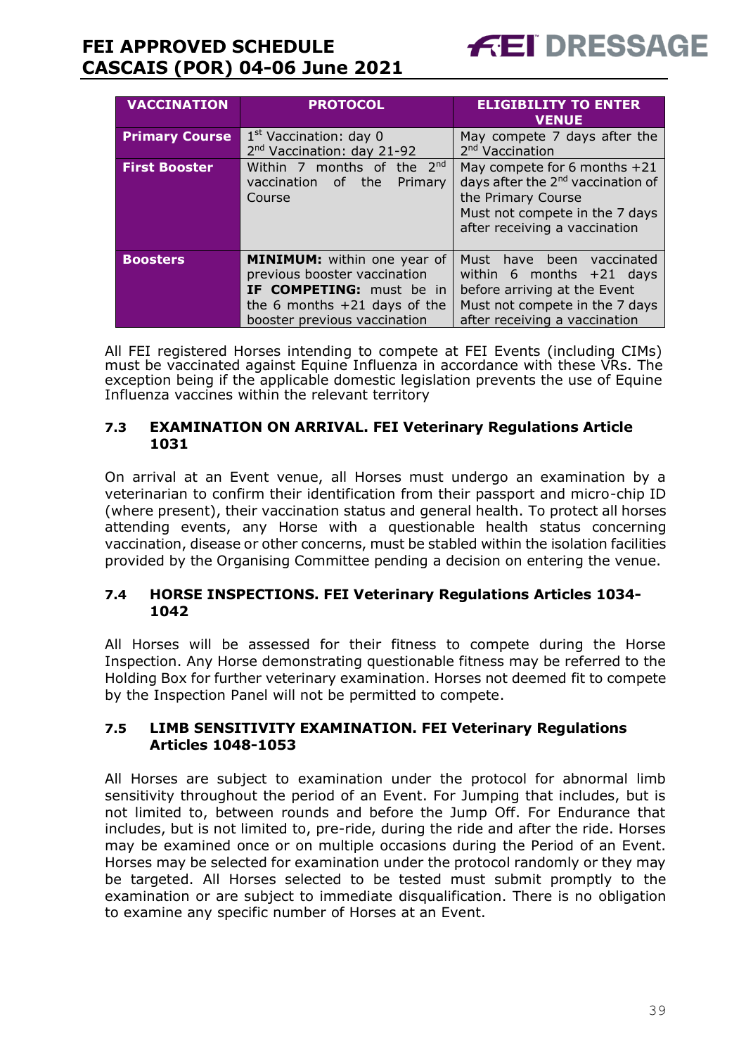| VACCINATION | PROTOCOL | ELIGIBILITY TO ENTER VENUE |
|---|---|---|
| **Primary Course** | 1st Vaccination: day 0<br>2nd Vaccination: day 21-92 | May compete 7 days after the 2nd Vaccination |
| **First Booster** | Within 7 months of the 2nd vaccination of the Primary Course | May compete for 6 months +21 days after the 2nd vaccination of the Primary Course<br>Must not compete in the 7 days after receiving a vaccination |
| **Boosters** | **MINIMUM:** within one year of previous booster vaccination<br>**IF COMPETING:** must be in the 6 months +21 days of the booster previous vaccination | Must have been vaccinated within 6 months +21 days before arriving at the Event<br>Must not compete in the 7 days after receiving a vaccination |

All FEI registered Horses intending to compete at FEI Events (including CIMs) must be vaccinated against Equine Influenza in accordance with these VRs. The exception being if the applicable domestic legislation prevents the use of Equine Influenza vaccines within the relevant territory

### 7.3 EXAMINATION ON ARRIVAL. FEI Veterinary Regulations Article 1031

On arrival at an Event venue, all Horses must undergo an examination by a veterinarian to confirm their identification from their passport and micro-chip ID (where present), their vaccination status and general health. To protect all horses attending events, any Horse with a questionable health status concerning vaccination, disease or other concerns, must be stabled within the isolation facilities provided by the Organising Committee pending a decision on entering the venue.

### 7.4 HORSE INSPECTIONS. FEI Veterinary Regulations Articles 1034-1042

All Horses will be assessed for their fitness to compete during the Horse Inspection. Any Horse demonstrating questionable fitness may be referred to the Holding Box for further veterinary examination. Horses not deemed fit to compete by the Inspection Panel will not be permitted to compete.

### 7.5 LIMB SENSITIVITY EXAMINATION. FEI Veterinary Regulations Articles 1048-1053

All Horses are subject to examination under the protocol for abnormal limb sensitivity throughout the period of an Event. For Jumping that includes, but is not limited to, between rounds and before the Jump Off. For Endurance that includes, but is not limited to, pre-ride, during the ride and after the ride. Horses may be examined once or on multiple occasions during the Period of an Event. Horses may be selected for examination under the protocol randomly or they may be targeted. All Horses selected to be tested must submit promptly to the examination or are subject to immediate disqualification. There is no obligation to examine any specific number of Horses at an Event.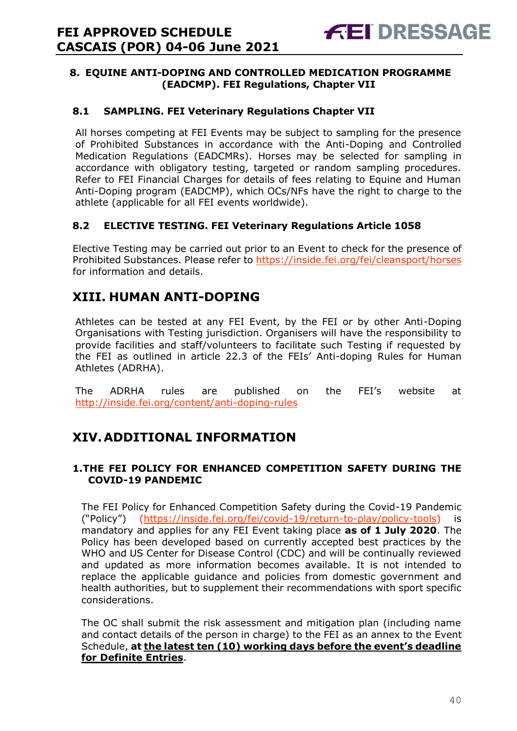### 8. EQUINE ANTI-DOPING AND CONTROLLED MEDICATION PROGRAMME (EADCMP). FEI Regulations, Chapter VII

#### 8.1 SAMPLING. FEI Veterinary Regulations Chapter VII

All horses competing at FEI Events may be subject to sampling for the presence of Prohibited Substances in accordance with the Anti-Doping and Controlled Medication Regulations (EADCMRs). Horses may be selected for sampling in accordance with obligatory testing, targeted or random sampling procedures. Refer to FEI Financial Charges for details of fees relating to Equine and Human Anti-Doping program (EADCMP), which OCs/NFs have the right to charge to the athlete (applicable for all FEI events worldwide).

#### 8.2 ELECTIVE TESTING. FEI Veterinary Regulations Article 1058

Elective Testing may be carried out prior to an Event to check for the presence of Prohibited Substances. Please refer to https://inside.fei.org/fei/cleansport/horses for information and details.

## XIII. HUMAN ANTI-DOPING

Athletes can be tested at any FEI Event, by the FEI or by other Anti-Doping Organisations with Testing jurisdiction. Organisers will have the responsibility to provide facilities and staff/volunteers to facilitate such Testing if requested by the FEI as outlined in article 22.3 of the FEIs' Anti-doping Rules for Human Athletes (ADRHA).

The ADRHA rules are published on the FEI's website at http://inside.fei.org/content/anti-doping-rules

## XIV. ADDITIONAL INFORMATION

### 1. THE FEI POLICY FOR ENHANCED COMPETITION SAFETY DURING THE COVID-19 PANDEMIC

The FEI Policy for Enhanced Competition Safety during the Covid-19 Pandemic ("Policy") (https://inside.fei.org/fei/covid-19/return-to-play/policy-tools) is mandatory and applies for any FEI Event taking place **as of 1 July 2020**. The Policy has been developed based on currently accepted best practices by the WHO and US Center for Disease Control (CDC) and will be continually reviewed and updated as more information becomes available. It is not intended to replace the applicable guidance and policies from domestic government and health authorities, but to supplement their recommendations with sport specific considerations.

The OC shall submit the risk assessment and mitigation plan (including name and contact details of the person in charge) to the FEI as an annex to the Event Schedule, **at the latest ten (10) working days before the event's deadline for Definite Entries**.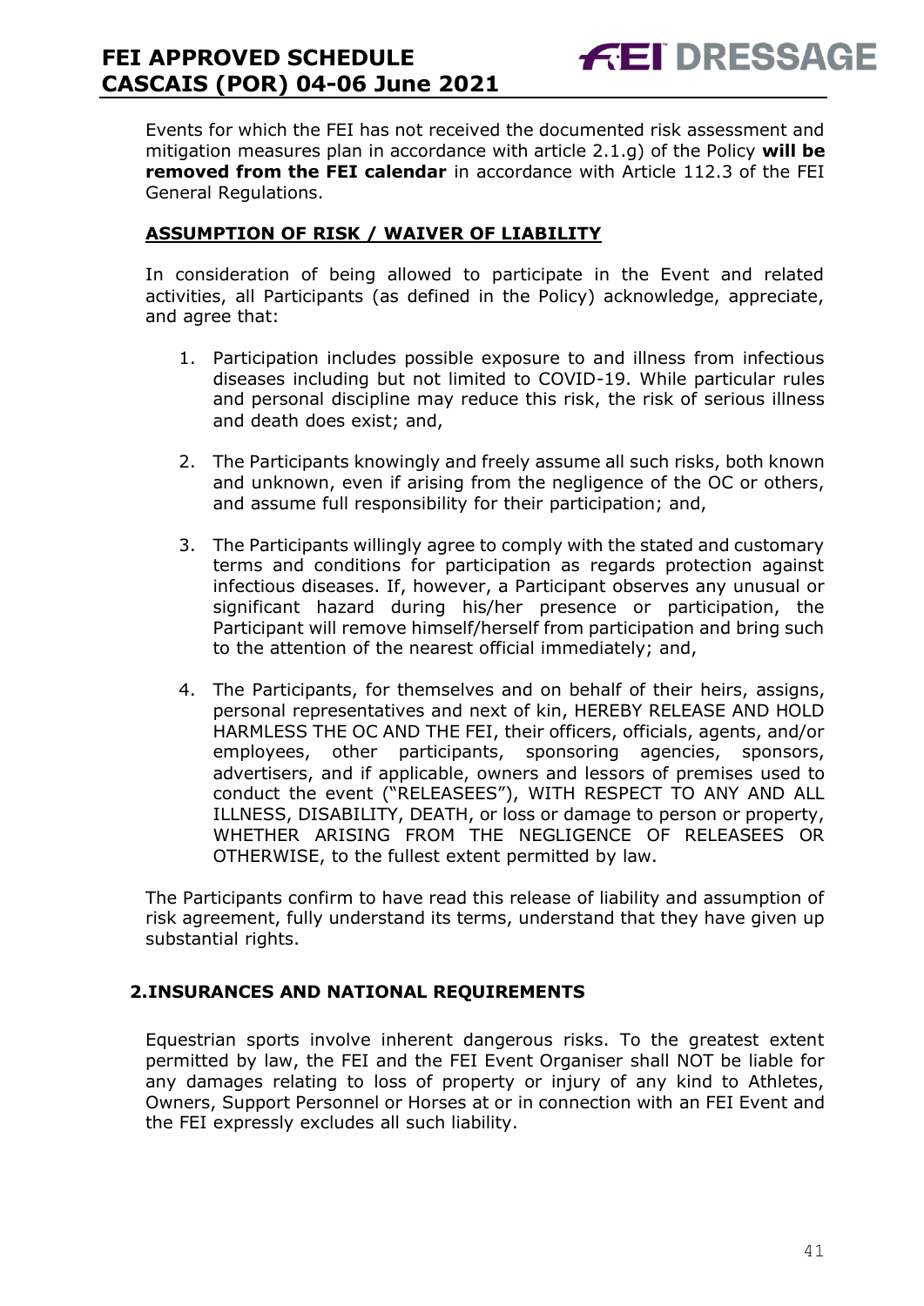Events for which the FEI has not received the documented risk assessment and mitigation measures plan in accordance with article 2.1.g) of the Policy **will be removed from the FEI calendar** in accordance with Article 112.3 of the FEI General Regulations.

**ASSUMPTION OF RISK / WAIVER OF LIABILITY**

In consideration of being allowed to participate in the Event and related activities, all Participants (as defined in the Policy) acknowledge, appreciate, and agree that:

1. Participation includes possible exposure to and illness from infectious diseases including but not limited to COVID-19. While particular rules and personal discipline may reduce this risk, the risk of serious illness and death does exist; and,

2. The Participants knowingly and freely assume all such risks, both known and unknown, even if arising from the negligence of the OC or others, and assume full responsibility for their participation; and,

3. The Participants willingly agree to comply with the stated and customary terms and conditions for participation as regards protection against infectious diseases. If, however, a Participant observes any unusual or significant hazard during his/her presence or participation, the Participant will remove himself/herself from participation and bring such to the attention of the nearest official immediately; and,

4. The Participants, for themselves and on behalf of their heirs, assigns, personal representatives and next of kin, HEREBY RELEASE AND HOLD HARMLESS THE OC AND THE FEI, their officers, officials, agents, and/or employees, other participants, sponsoring agencies, sponsors, advertisers, and if applicable, owners and lessors of premises used to conduct the event ("RELEASEES"), WITH RESPECT TO ANY AND ALL ILLNESS, DISABILITY, DEATH, or loss or damage to person or property, WHETHER ARISING FROM THE NEGLIGENCE OF RELEASEES OR OTHERWISE, to the fullest extent permitted by law.

The Participants confirm to have read this release of liability and assumption of risk agreement, fully understand its terms, understand that they have given up substantial rights.

## 2.INSURANCES AND NATIONAL REQUIREMENTS

Equestrian sports involve inherent dangerous risks. To the greatest extent permitted by law, the FEI and the FEI Event Organiser shall NOT be liable for any damages relating to loss of property or injury of any kind to Athletes, Owners, Support Personnel or Horses at or in connection with an FEI Event and the FEI expressly excludes all such liability.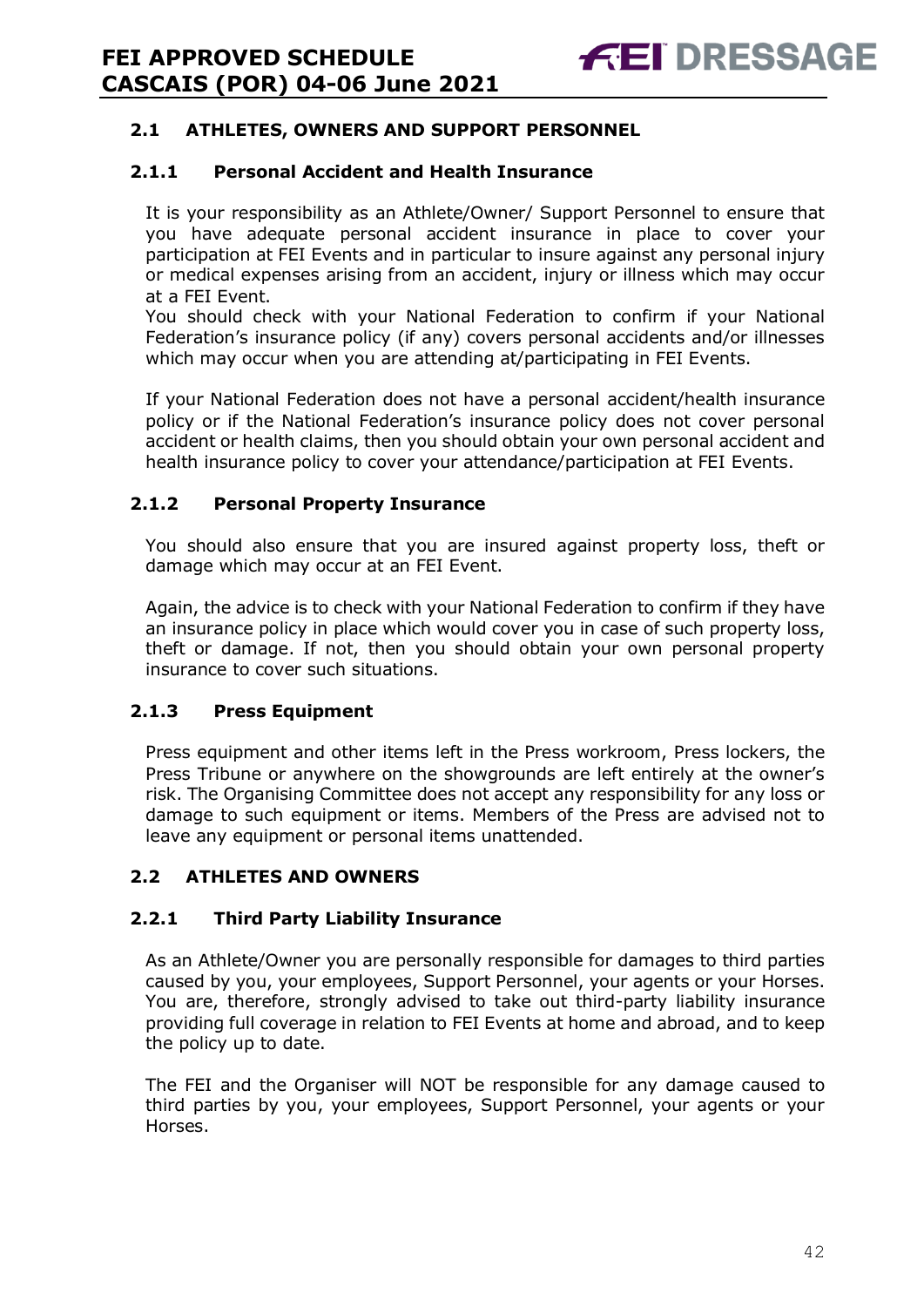### 2.1 ATHLETES, OWNERS AND SUPPORT PERSONNEL

#### 2.1.1 Personal Accident and Health Insurance

It is your responsibility as an Athlete/Owner/ Support Personnel to ensure that you have adequate personal accident insurance in place to cover your participation at FEI Events and in particular to insure against any personal injury or medical expenses arising from an accident, injury or illness which may occur at a FEI Event.
You should check with your National Federation to confirm if your National Federation's insurance policy (if any) covers personal accidents and/or illnesses which may occur when you are attending at/participating in FEI Events.

If your National Federation does not have a personal accident/health insurance policy or if the National Federation's insurance policy does not cover personal accident or health claims, then you should obtain your own personal accident and health insurance policy to cover your attendance/participation at FEI Events.

#### 2.1.2 Personal Property Insurance

You should also ensure that you are insured against property loss, theft or damage which may occur at an FEI Event.

Again, the advice is to check with your National Federation to confirm if they have an insurance policy in place which would cover you in case of such property loss, theft or damage. If not, then you should obtain your own personal property insurance to cover such situations.

#### 2.1.3 Press Equipment

Press equipment and other items left in the Press workroom, Press lockers, the Press Tribune or anywhere on the showgrounds are left entirely at the owner's risk. The Organising Committee does not accept any responsibility for any loss or damage to such equipment or items. Members of the Press are advised not to leave any equipment or personal items unattended.

### 2.2 ATHLETES AND OWNERS

#### 2.2.1 Third Party Liability Insurance

As an Athlete/Owner you are personally responsible for damages to third parties caused by you, your employees, Support Personnel, your agents or your Horses. You are, therefore, strongly advised to take out third-party liability insurance providing full coverage in relation to FEI Events at home and abroad, and to keep the policy up to date.

The FEI and the Organiser will NOT be responsible for any damage caused to third parties by you, your employees, Support Personnel, your agents or your Horses.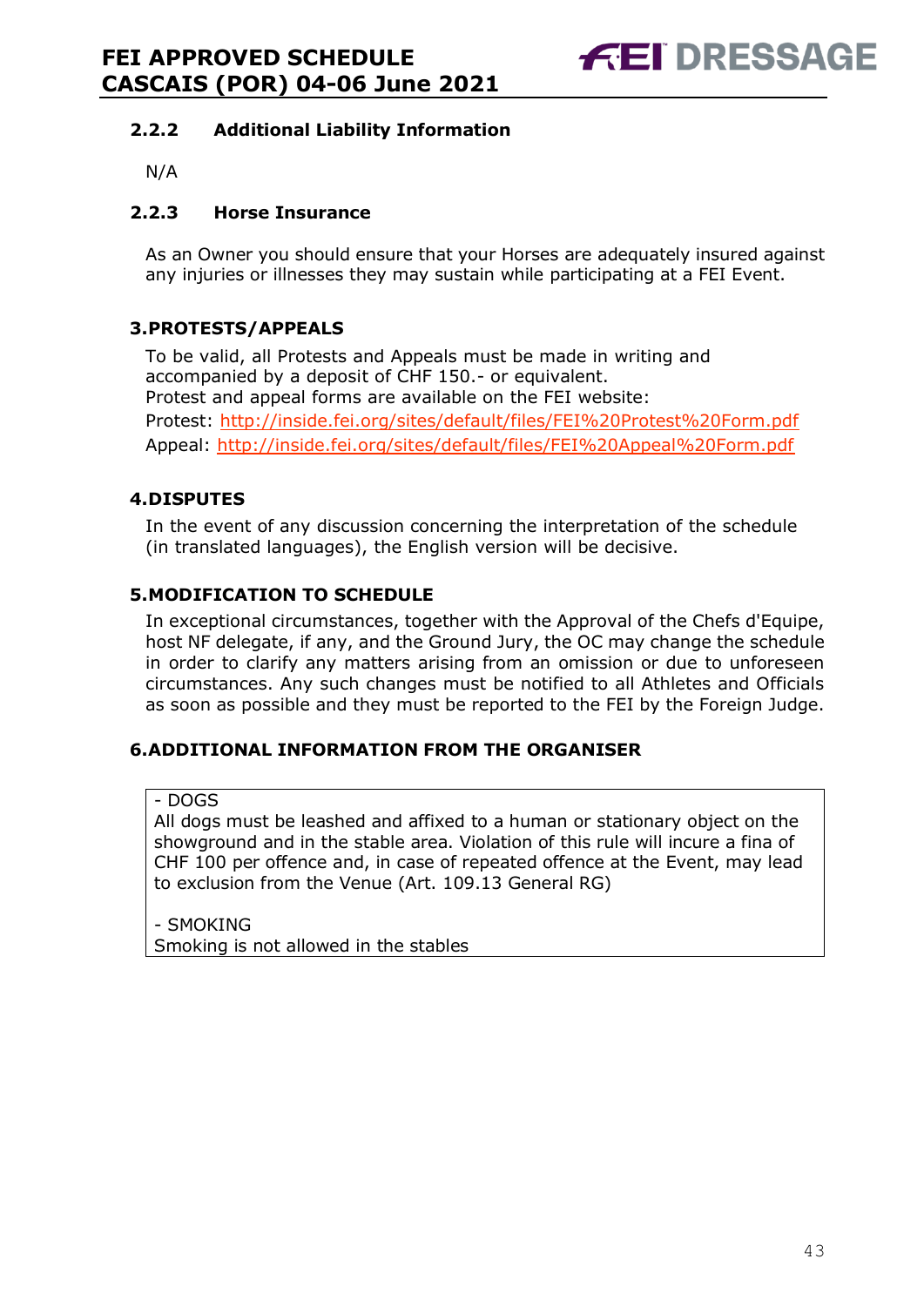### 2.2.2 Additional Liability Information

N/A

### 2.2.3 Horse Insurance

As an Owner you should ensure that your Horses are adequately insured against any injuries or illnesses they may sustain while participating at a FEI Event.

## 3.PROTESTS/APPEALS

To be valid, all Protests and Appeals must be made in writing and accompanied by a deposit of CHF 150.- or equivalent.
Protest and appeal forms are available on the FEI website:
Protest: http://inside.fei.org/sites/default/files/FEI%20Protest%20Form.pdf
Appeal: http://inside.fei.org/sites/default/files/FEI%20Appeal%20Form.pdf

## 4.DISPUTES

In the event of any discussion concerning the interpretation of the schedule (in translated languages), the English version will be decisive.

## 5.MODIFICATION TO SCHEDULE

In exceptional circumstances, together with the Approval of the Chefs d'Equipe, host NF delegate, if any, and the Ground Jury, the OC may change the schedule in order to clarify any matters arising from an omission or due to unforeseen circumstances. Any such changes must be notified to all Athletes and Officials as soon as possible and they must be reported to the FEI by the Foreign Judge.

## 6.ADDITIONAL INFORMATION FROM THE ORGANISER

- DOGS
All dogs must be leashed and affixed to a human or stationary object on the showground and in the stable area. Violation of this rule will incure a fina of CHF 100 per offence and, in case of repeated offence at the Event, may lead to exclusion from the Venue (Art. 109.13 General RG)

- SMOKING
Smoking is not allowed in the stables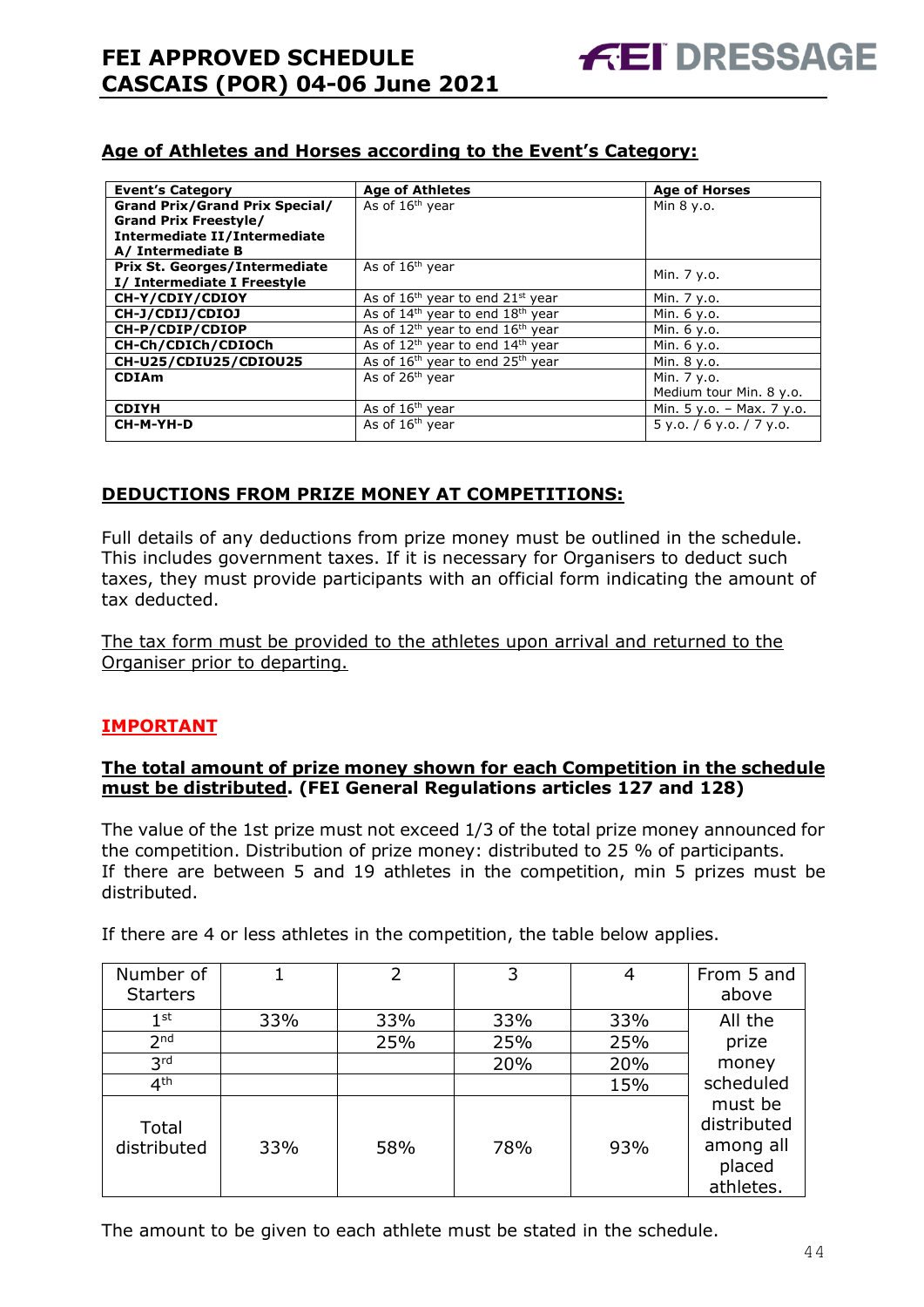## Age of Athletes and Horses according to the Event's Category:

| Event's Category | Age of Athletes | Age of Horses |
|---|---|---|
| **Grand Prix/Grand Prix Special/ Grand Prix Freestyle/ Intermediate II/Intermediate A/ Intermediate B** | As of 16th year | Min 8 y.o. |
| **Prix St. Georges/Intermediate I/ Intermediate I Freestyle** | As of 16th year | Min. 7 y.o. |
| **CH-Y/CDIY/CDIOY** | As of 16th year to end 21st year | Min. 7 y.o. |
| **CH-J/CDIJ/CDIOJ** | As of 14th year to end 18th year | Min. 6 y.o. |
| **CH-P/CDIP/CDIOP** | As of 12th year to end 16th year | Min. 6 y.o. |
| **CH-Ch/CDICh/CDIOCh** | As of 12th year to end 14th year | Min. 6 y.o. |
| **CH-U25/CDIU25/CDIOU25** | As of 16th year to end 25th year | Min. 8 y.o. |
| **CDIAm** | As of 26th year | Min. 7 y.o. Medium tour Min. 8 y.o. |
| **CDIYH** | As of 16th year | Min. 5 y.o. – Max. 7 y.o. |
| **CH-M-YH-D** | As of 16th year | 5 y.o. / 6 y.o. / 7 y.o. |

## DEDUCTIONS FROM PRIZE MONEY AT COMPETITIONS:

Full details of any deductions from prize money must be outlined in the schedule. This includes government taxes. If it is necessary for Organisers to deduct such taxes, they must provide participants with an official form indicating the amount of tax deducted.

The tax form must be provided to the athletes upon arrival and returned to the Organiser prior to departing.

## IMPORTANT

**The total amount of prize money shown for each Competition in the schedule must be distributed. (FEI General Regulations articles 127 and 128)**

The value of the 1st prize must not exceed 1/3 of the total prize money announced for the competition. Distribution of prize money: distributed to 25 % of participants. If there are between 5 and 19 athletes in the competition, min 5 prizes must be distributed.

If there are 4 or less athletes in the competition, the table below applies.

| Number of Starters | 1 | 2 | 3 | 4 | From 5 and above |
|---|---|---|---|---|---|
| 1st | 33% | 33% | 33% | 33% | All the prize money scheduled must be distributed among all placed athletes. |
| 2nd | | 25% | 25% | 25% | |
| 3rd | | | 20% | 20% | |
| 4th | | | | 15% | |
| Total distributed | 33% | 58% | 78% | 93% | |

The amount to be given to each athlete must be stated in the schedule.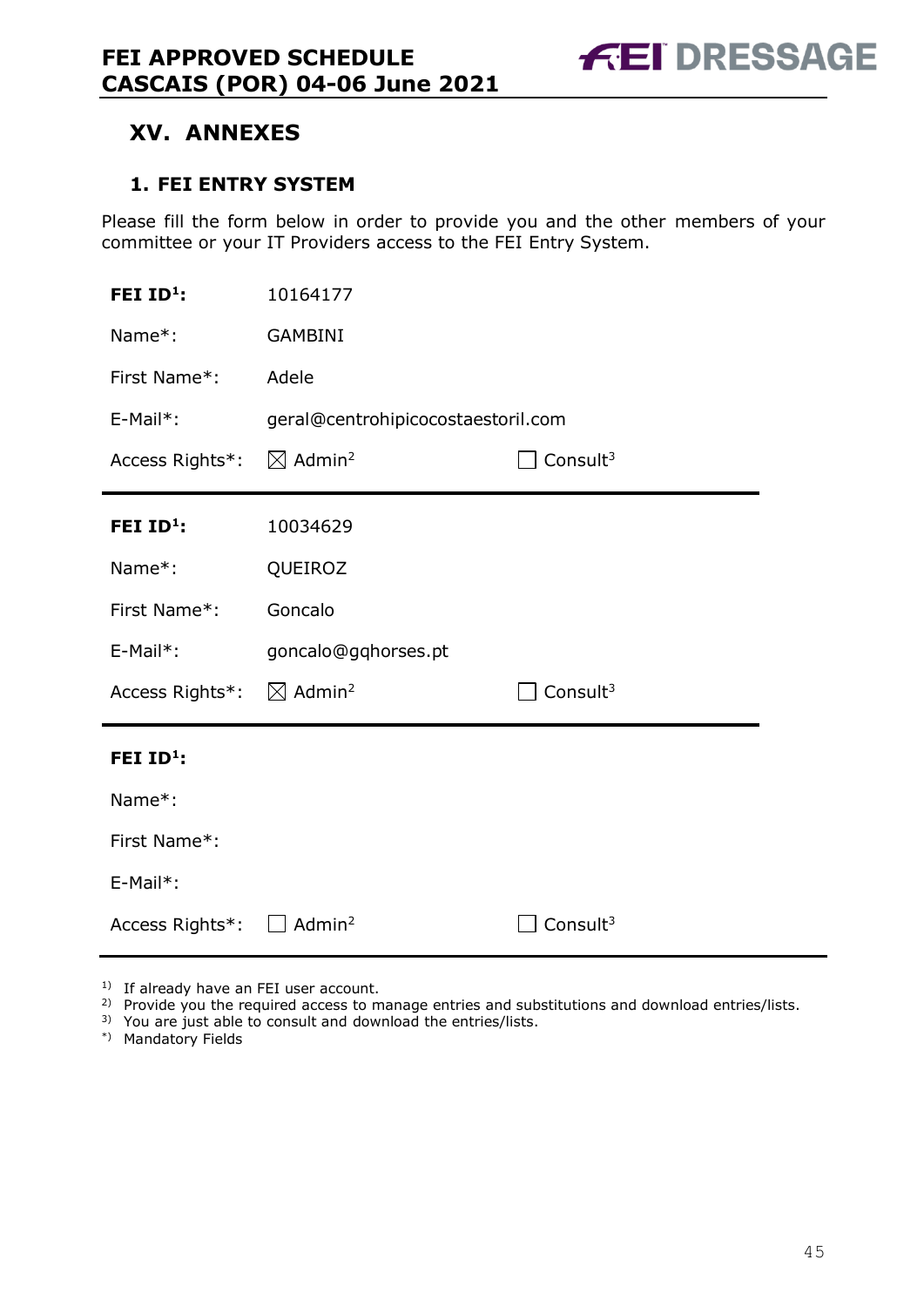## XV. ANNEXES

### 1. FEI ENTRY SYSTEM

Please fill the form below in order to provide you and the other members of your committee or your IT Providers access to the FEI Entry System.

| | | |
|---|---|---|
| **FEI ID[1]:** | 10164177 | |
| Name*: | GAMBINI | |
| First Name*: | Adele | |
| E-Mail*: | geral@centrohipicocostaestoril.com | |
| Access Rights*: | ☒ Admin[2] | ☐ Consult[3] |

| | | |
|---|---|---|
| **FEI ID[1]:** | 10034629 | |
| Name*: | QUEIROZ | |
| First Name*: | Goncalo | |
| E-Mail*: | goncalo@gqhorses.pt | |
| Access Rights*: | ☒ Admin[2] | ☐ Consult[3] |

| | | |
|---|---|---|
| **FEI ID[1]:** | | |
| Name*: | | |
| First Name*: | | |
| E-Mail*: | | |
| Access Rights*: | ☐ Admin[2] | ☐ Consult[3] |

1) If already have an FEI user account.
2) Provide you the required access to manage entries and substitutions and download entries/lists.
3) You are just able to consult and download the entries/lists.
*) Mandatory Fields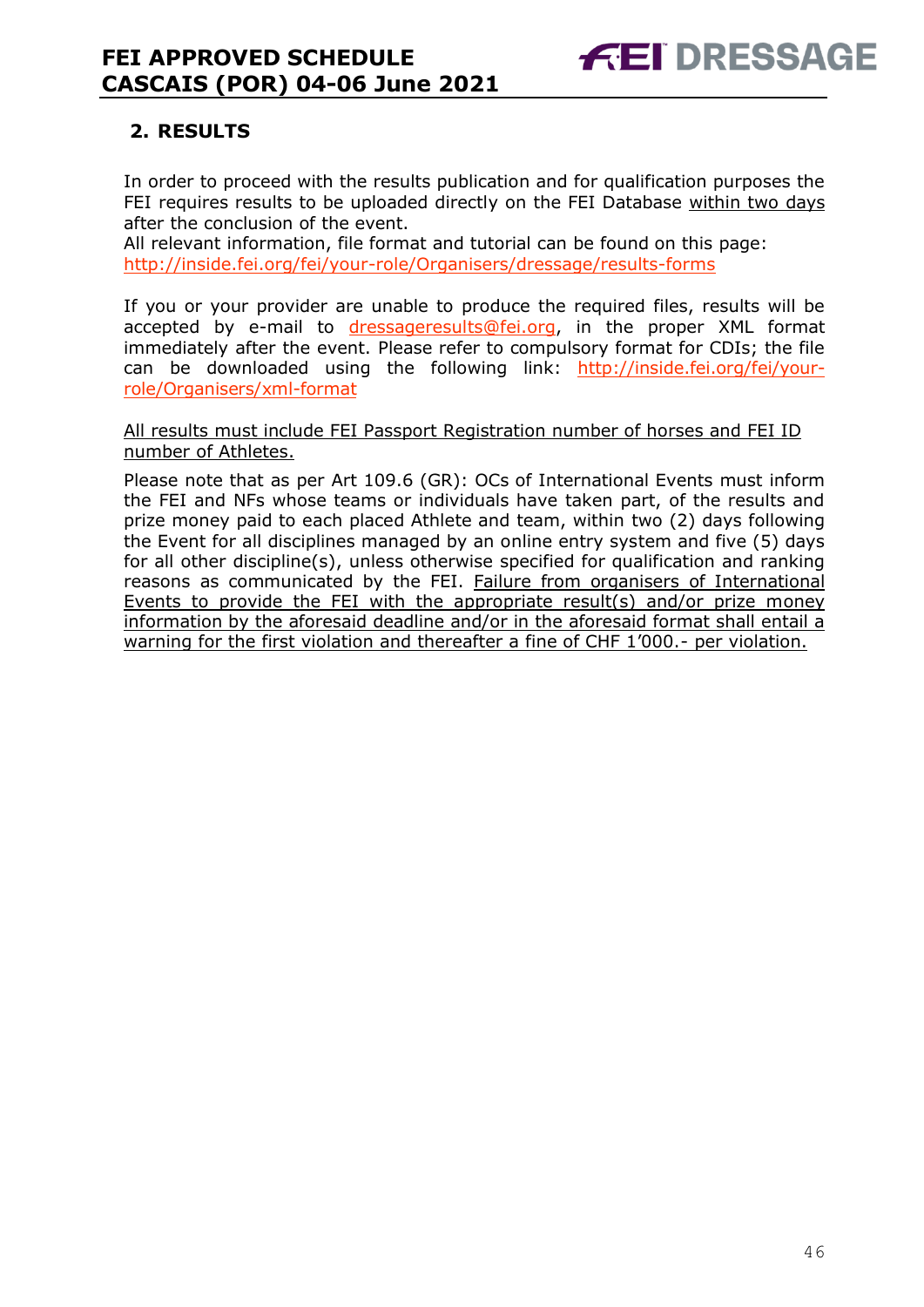## 2. RESULTS

In order to proceed with the results publication and for qualification purposes the FEI requires results to be uploaded directly on the FEI Database within two days after the conclusion of the event.
All relevant information, file format and tutorial can be found on this page: http://inside.fei.org/fei/your-role/Organisers/dressage/results-forms

If you or your provider are unable to produce the required files, results will be accepted by e-mail to dressageresults@fei.org, in the proper XML format immediately after the event. Please refer to compulsory format for CDIs; the file can be downloaded using the following link: http://inside.fei.org/fei/your-role/Organisers/xml-format

All results must include FEI Passport Registration number of horses and FEI ID number of Athletes.

Please note that as per Art 109.6 (GR): OCs of International Events must inform the FEI and NFs whose teams or individuals have taken part, of the results and prize money paid to each placed Athlete and team, within two (2) days following the Event for all disciplines managed by an online entry system and five (5) days for all other discipline(s), unless otherwise specified for qualification and ranking reasons as communicated by the FEI. Failure from organisers of International Events to provide the FEI with the appropriate result(s) and/or prize money information by the aforesaid deadline and/or in the aforesaid format shall entail a warning for the first violation and thereafter a fine of CHF 1'000.- per violation.